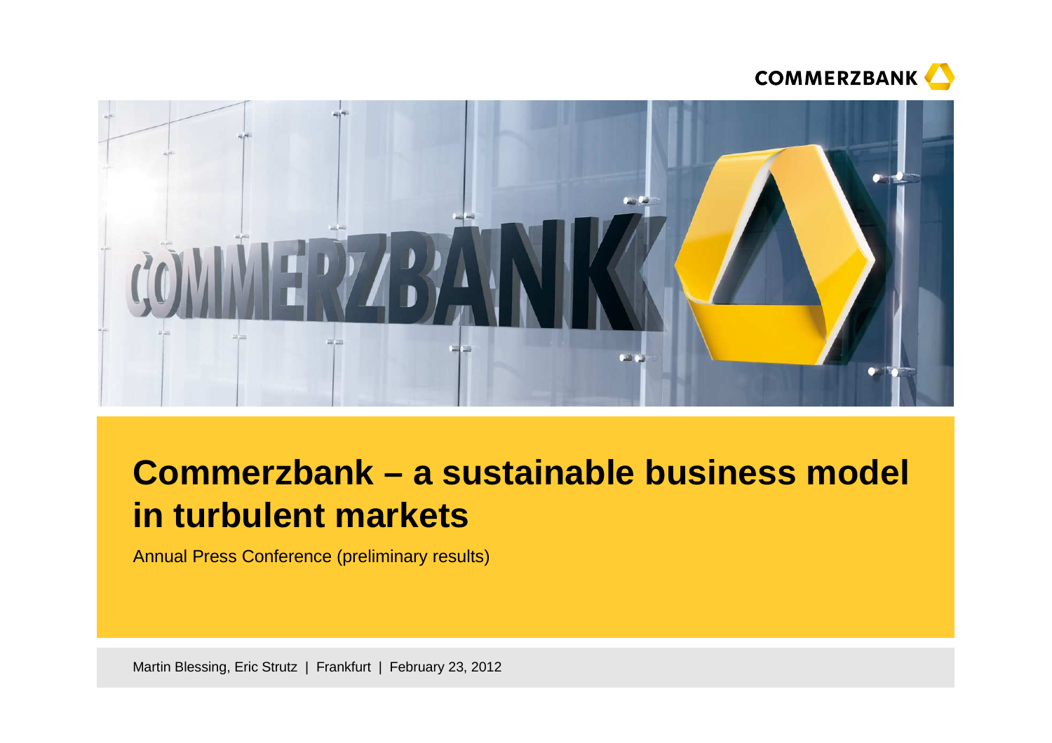# Commerzbank – a sustainable business model in turbulent markets

Annual Press Conference (preliminary results)

Martin Blessing, Eric Strutz | Frankfurt | February 23, 2012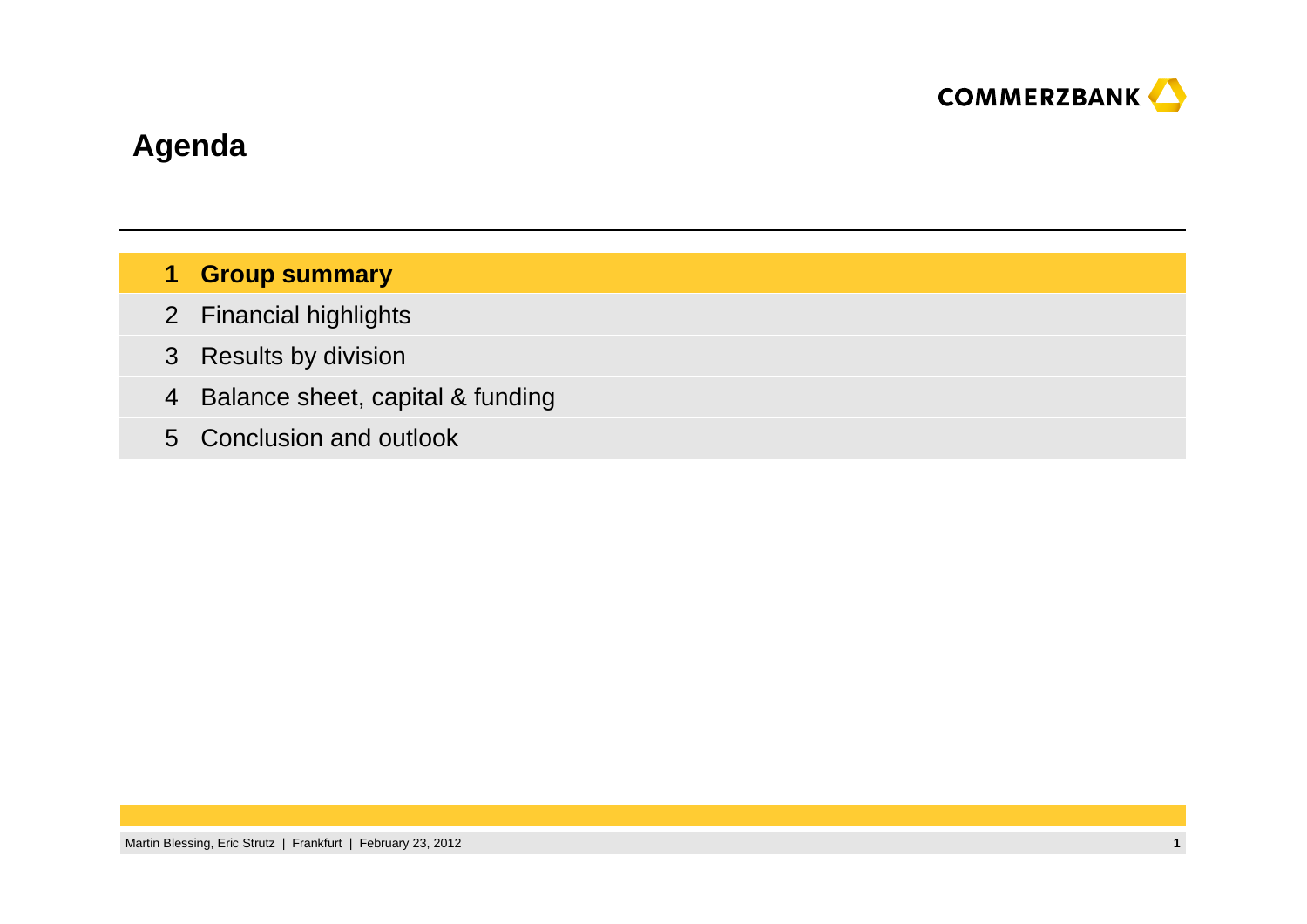# Agenda

1. **Group summary**
2. Financial highlights
3. Results by division
4. Balance sheet, capital & funding
5. Conclusion and outlook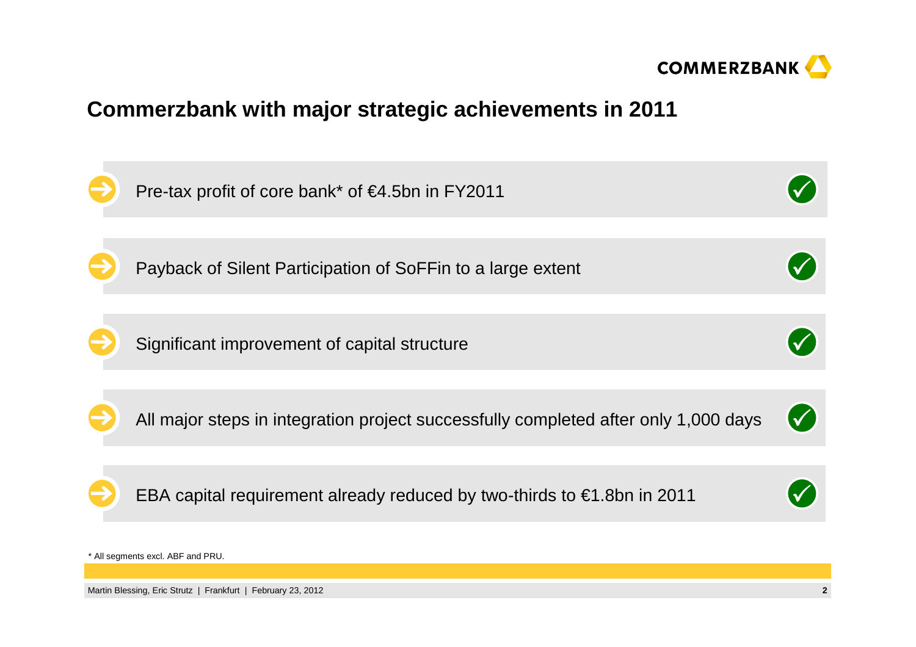# Commerzbank with major strategic achievements in 2011

- Pre-tax profit of core bank* of €4.5bn in FY2011 ✓
- Payback of Silent Participation of SoFFin to a large extent ✓
- Significant improvement of capital structure ✓
- All major steps in integration project successfully completed after only 1,000 days ✓
- EBA capital requirement already reduced by two-thirds to €1.8bn in 2011 ✓

* All segments excl. ABF and PRU.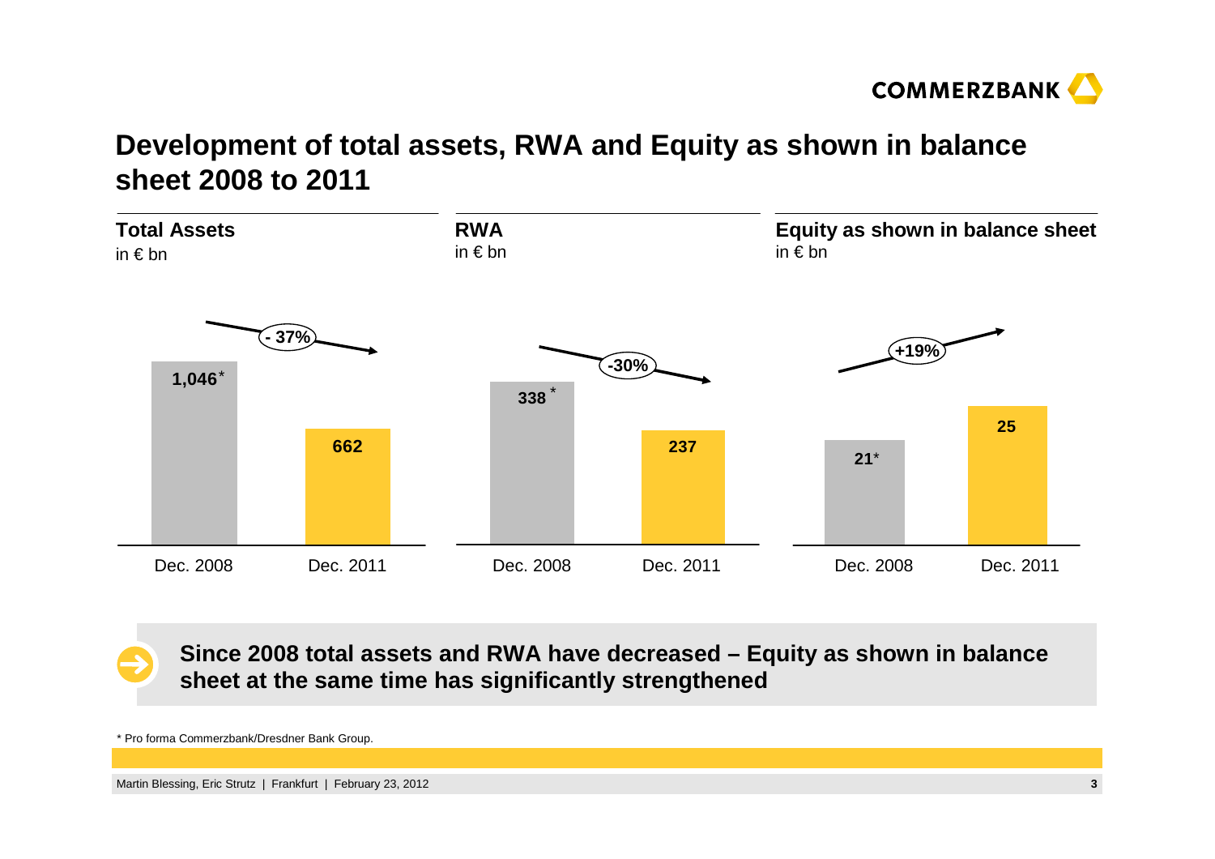# Development of total assets, RWA and Equity as shown in balance sheet 2008 to 2011

**Total Assets**
in € bn

| | Dec. 2008 | Dec. 2011 |
|---|---|---|
| Total Assets | 1,046* | 662 |

Change: - 37%

**RWA**
in € bn

| | Dec. 2008 | Dec. 2011 |
|---|---|---|
| RWA | 338* | 237 |

Change: -30%

**Equity as shown in balance sheet**
in € bn

| | Dec. 2008 | Dec. 2011 |
|---|---|---|
| Equity as shown in balance sheet | 21* | 25 |

Change: +19%

**Since 2008 total assets and RWA have decreased – Equity as shown in balance sheet at the same time has significantly strengthened**

* Pro forma Commerzbank/Dresdner Bank Group.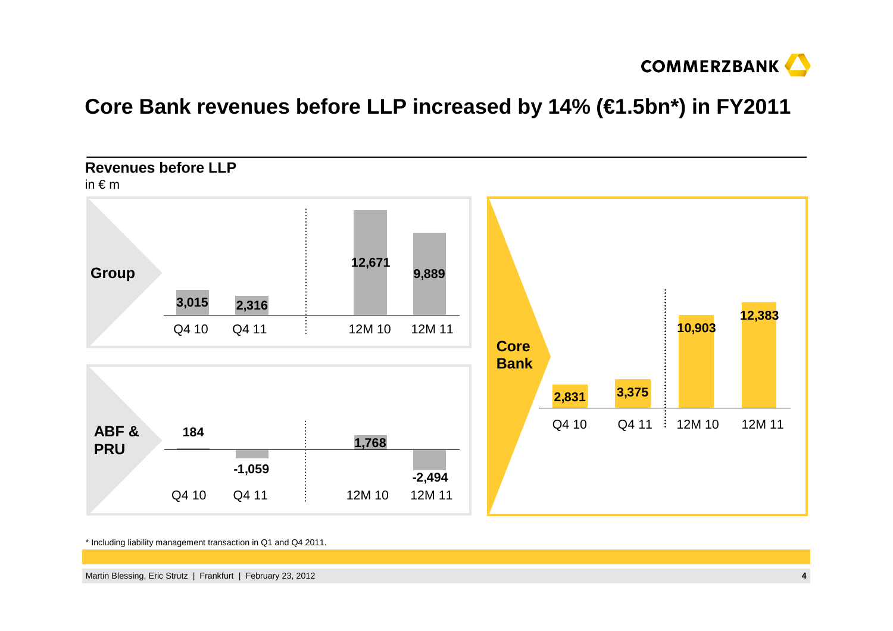# Core Bank revenues before LLP increased by 14% (€1.5bn*) in FY2011

**Revenues before LLP**

in € m

| | Q4 10 | Q4 11 | 12M 10 | 12M 11 |
|---|---|---|---|---|
| **Group** | 3,015 | 2,316 | 12,671 | 9,889 |
| **ABF & PRU** | 184 | -1,059 | 1,768 | -2,494 |
| **Core Bank** | 2,831 | 3,375 | 10,903 | 12,383 |

\* Including liability management transaction in Q1 and Q4 2011.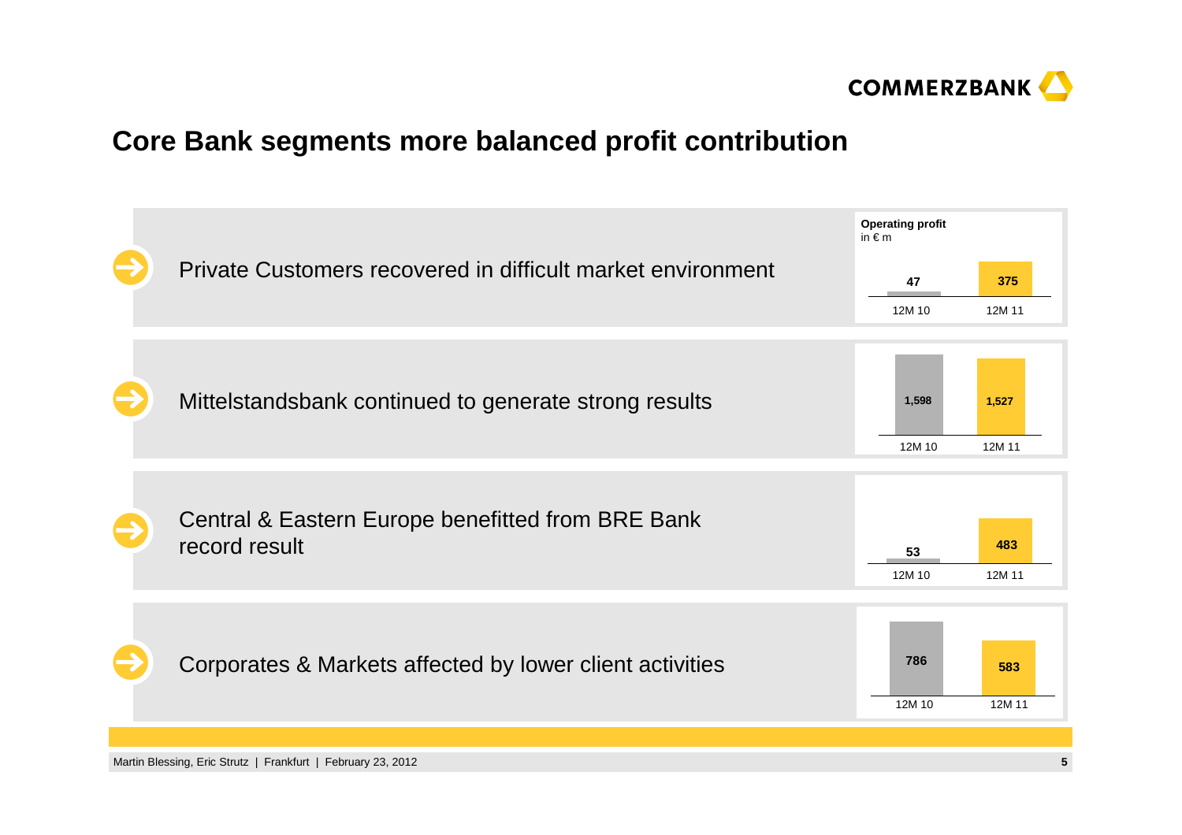# Core Bank segments more balanced profit contribution

**Operating profit**
in € m

| Segment | 12M 10 | 12M 11 |
|---|---|---|
| Private Customers recovered in difficult market environment | 47 | 375 |
| Mittelstandsbank continued to generate strong results | 1,598 | 1,527 |
| Central & Eastern Europe benefitted from BRE Bank record result | 53 | 483 |
| Corporates & Markets affected by lower client activities | 786 | 583 |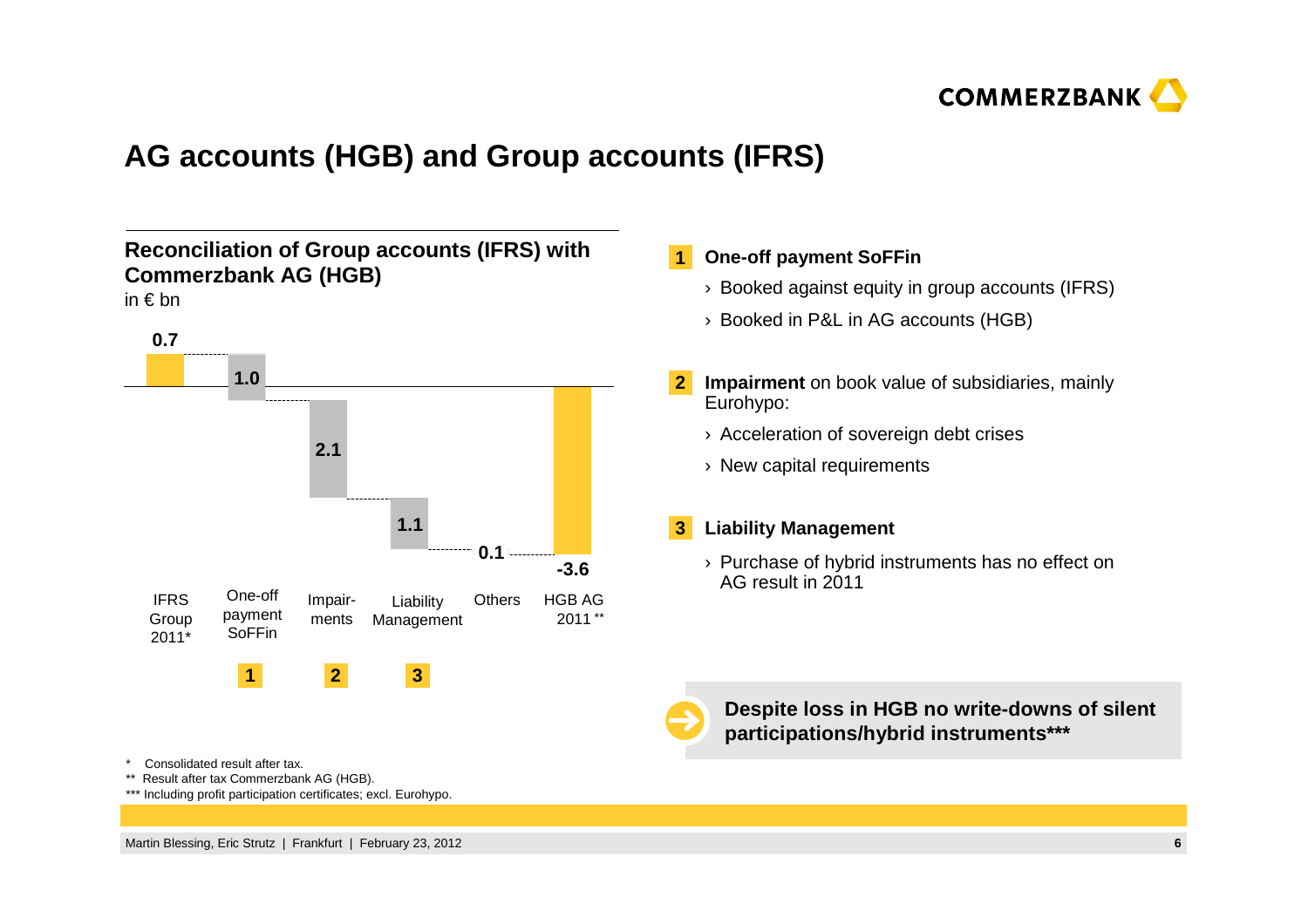# AG accounts (HGB) and Group accounts (IFRS)

## Reconciliation of Group accounts (IFRS) with Commerzbank AG (HGB)

in € bn

| IFRS Group 2011* | One-off payment SoFFin [1] | Impairments [2] | Liability Management [3] | Others | HGB AG 2011 ** |
|---|---|---|---|---|---|
| 0.7 | 1.0 | 2.1 | 1.1 | 0.1 | -3.6 |

**1 One-off payment SoFFin**

- › Booked against equity in group accounts (IFRS)
- › Booked in P&L in AG accounts (HGB)

**2 Impairment** on book value of subsidiaries, mainly Eurohypo:

- › Acceleration of sovereign debt crises
- › New capital requirements

**3 Liability Management**

- › Purchase of hybrid instruments has no effect on AG result in 2011

**Despite loss in HGB no write-downs of silent participations/hybrid instruments*****

\* Consolidated result after tax.
** Result after tax Commerzbank AG (HGB).
*** Including profit participation certificates; excl. Eurohypo.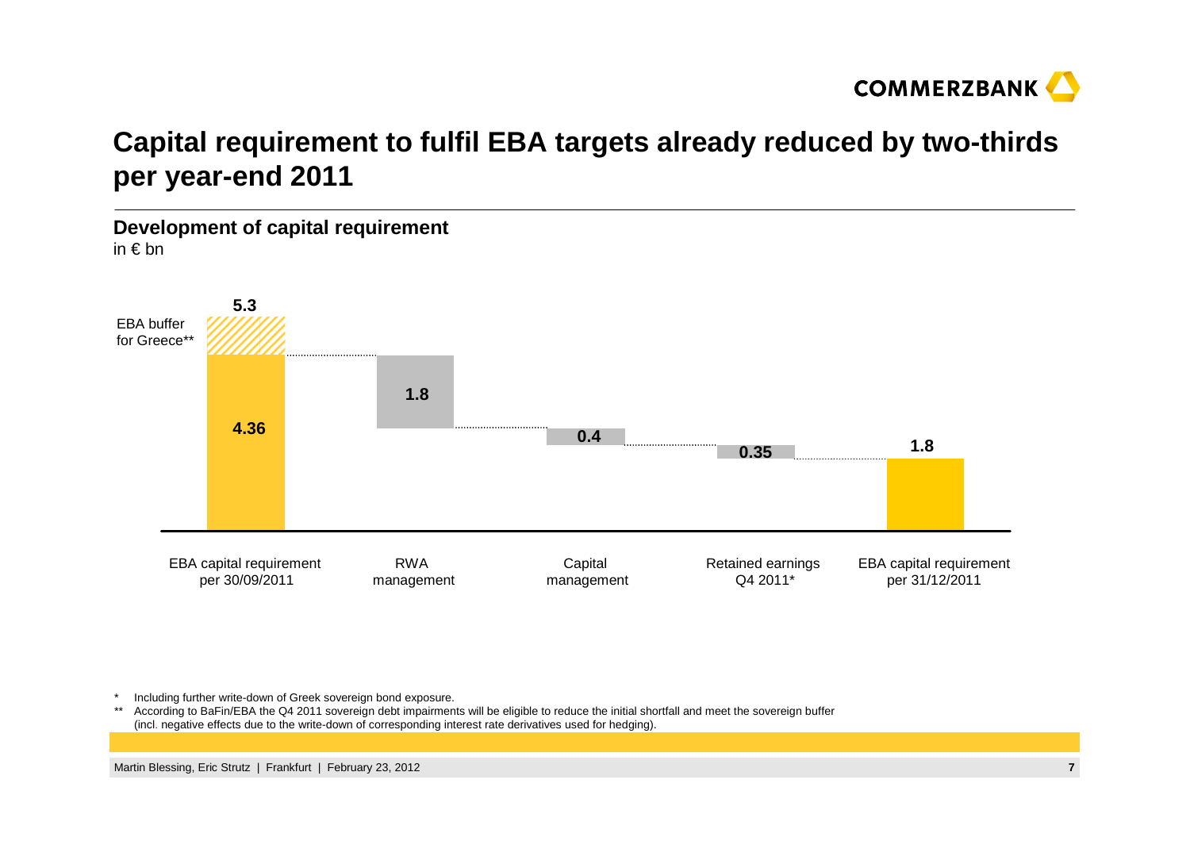# Capital requirement to fulfil EBA targets already reduced by two-thirds per year-end 2011

## Development of capital requirement

in € bn

| | EBA capital requirement per 30/09/2011 | RWA management | Capital management | Retained earnings Q4 2011* | EBA capital requirement per 31/12/2011 |
|---|---|---|---|---|---|
| Value | 5.3 (incl. EBA buffer for Greece**) / 4.36 | 1.8 | 0.4 | 0.35 | 1.8 |

\* Including further write-down of Greek sovereign bond exposure.

\*\* According to BaFin/EBA the Q4 2011 sovereign debt impairments will be eligible to reduce the initial shortfall and meet the sovereign buffer (incl. negative effects due to the write-down of corresponding interest rate derivatives used for hedging).

Martin Blessing, Eric Strutz | Frankfurt | February 23, 2012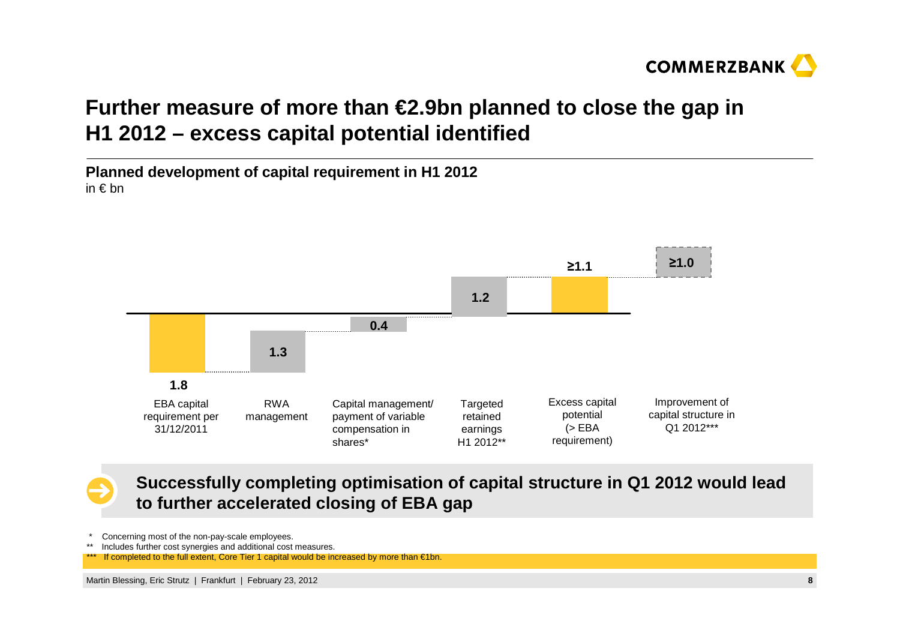# Further measure of more than €2.9bn planned to close the gap in H1 2012 – excess capital potential identified

**Planned development of capital requirement in H1 2012**
in € bn

| EBA capital requirement per 31/12/2011 | RWA management | Capital management/ payment of variable compensation in shares* | Targeted retained earnings H1 2012** | Excess capital potential (> EBA requirement) | Improvement of capital structure in Q1 2012*** |
|---|---|---|---|---|---|
| 1.8 | 1.3 | 0.4 | 1.2 | ≥1.1 | ≥1.0 |

**Successfully completing optimisation of capital structure in Q1 2012 would lead to further accelerated closing of EBA gap**

\* Concerning most of the non-pay-scale employees.
** Includes further cost synergies and additional cost measures.
*** If completed to the full extent, Core Tier 1 capital would be increased by more than €1bn.

Martin Blessing, Eric Strutz | Frankfurt | February 23, 2012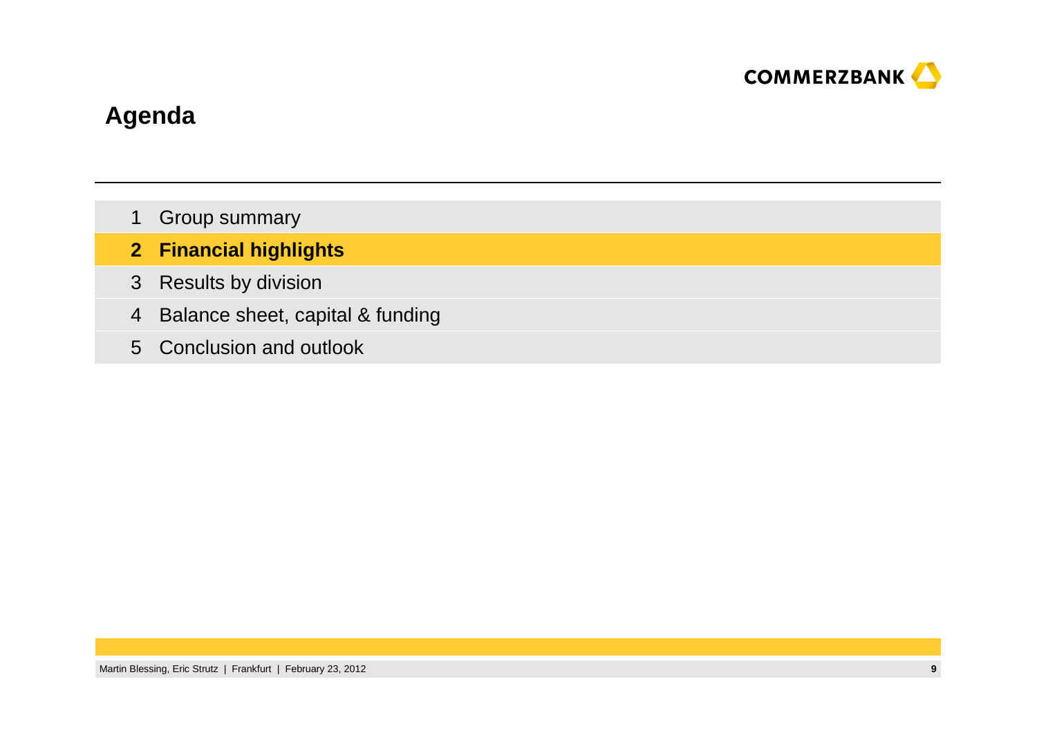# Agenda

1 Group summary

**2 Financial highlights**

3 Results by division

4 Balance sheet, capital & funding

5 Conclusion and outlook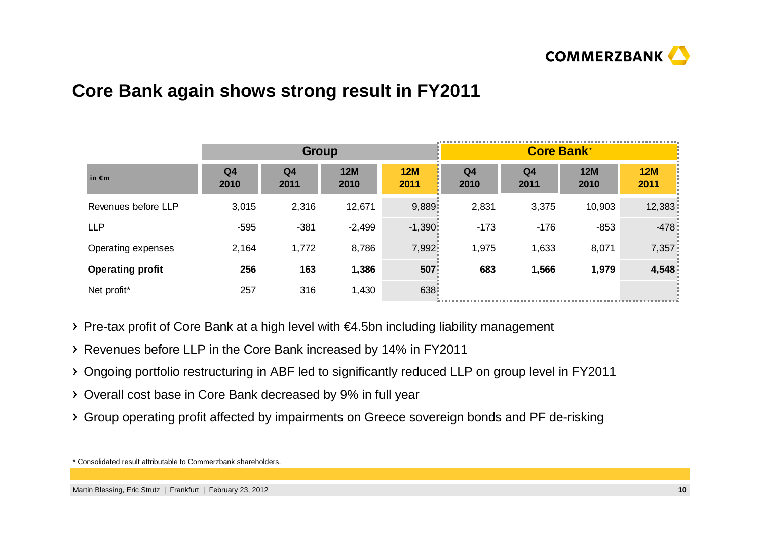## Core Bank again shows strong result in FY2011

| in €m | Group | | | | Core Bank* | | | |
|---|---|---|---|---|---|---|---|---|
| | Q4 2010 | Q4 2011 | 12M 2010 | 12M 2011 | Q4 2010 | Q4 2011 | 12M 2010 | 12M 2011 |
| Revenues before LLP | 3,015 | 2,316 | 12,671 | 9,889 | 2,831 | 3,375 | 10,903 | 12,383 |
| LLP | -595 | -381 | -2,499 | -1,390 | -173 | -176 | -853 | -478 |
| Operating expenses | 2,164 | 1,772 | 8,786 | 7,992 | 1,975 | 1,633 | 8,071 | 7,357 |
| **Operating profit** | **256** | **163** | **1,386** | **507** | **683** | **1,566** | **1,979** | **4,548** |
| Net profit* | 257 | 316 | 1,430 | 638 | | | | |

- Pre-tax profit of Core Bank at a high level with €4.5bn including liability management
- Revenues before LLP in the Core Bank increased by 14% in FY2011
- Ongoing portfolio restructuring in ABF led to significantly reduced LLP on group level in FY2011
- Overall cost base in Core Bank decreased by 9% in full year
- Group operating profit affected by impairments on Greece sovereign bonds and PF de-risking

* Consolidated result attributable to Commerzbank shareholders.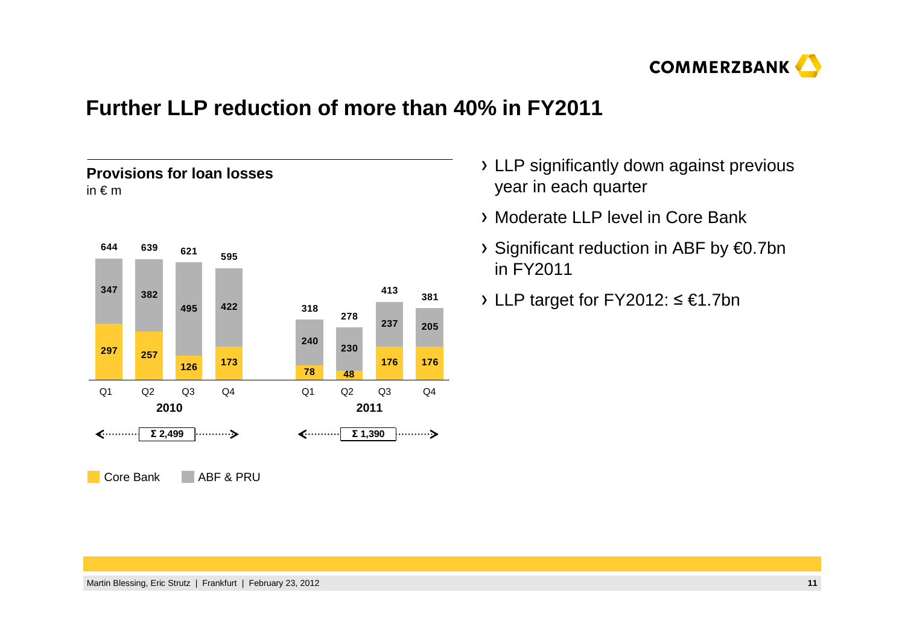# Further LLP reduction of more than 40% in FY2011

**Provisions for loan losses**
in € m

| | 2010 Q1 | 2010 Q2 | 2010 Q3 | 2010 Q4 | 2011 Q1 | 2011 Q2 | 2011 Q3 | 2011 Q4 |
|---|---|---|---|---|---|---|---|---|
| Core Bank | 297 | 257 | 126 | 173 | 78 | 48 | 176 | 176 |
| ABF & PRU | 347 | 382 | 495 | 422 | 240 | 230 | 237 | 205 |
| Total | 644 | 639 | 621 | 595 | 318 | 278 | 413 | 381 |

2010: Σ 2,499
2011: Σ 1,390

- LLP significantly down against previous year in each quarter
- Moderate LLP level in Core Bank
- Significant reduction in ABF by €0.7bn in FY2011
- LLP target for FY2012: ≤ €1.7bn

Martin Blessing, Eric Strutz | Frankfurt | February 23, 2012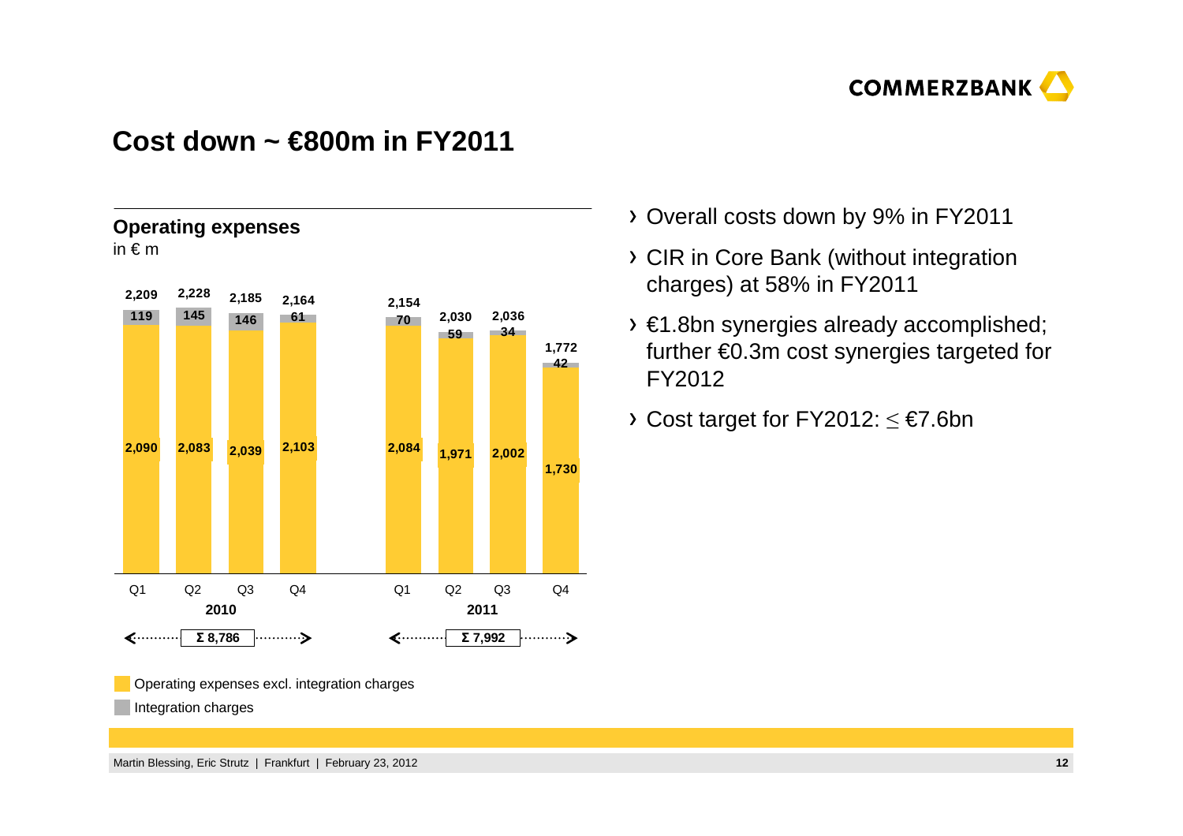# Cost down ~ €800m in FY2011

## Operating expenses

in € m

| | Q1 2010 | Q2 2010 | Q3 2010 | Q4 2010 | Q1 2011 | Q2 2011 | Q3 2011 | Q4 2011 |
|---|---|---|---|---|---|---|---|---|
| Total | 2,209 | 2,228 | 2,185 | 2,164 | 2,154 | 2,030 | 2,036 | 1,772 |
| Integration charges | 119 | 145 | 146 | 61 | 70 | 59 | 34 | 42 |
| Operating expenses excl. integration charges | 2,090 | 2,083 | 2,039 | 2,103 | 2,084 | 1,971 | 2,002 | 1,730 |

2010: Σ 8,786

2011: Σ 7,992

- Operating expenses excl. integration charges
- Integration charges

› Overall costs down by 9% in FY2011

› CIR in Core Bank (without integration charges) at 58% in FY2011

› €1.8bn synergies already accomplished; further €0.3m cost synergies targeted for FY2012

› Cost target for FY2012: $\leq$ €7.6bn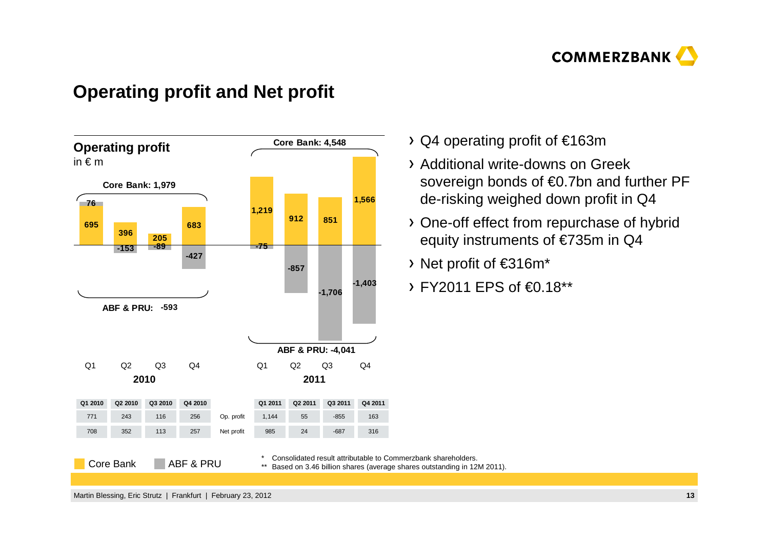# Operating profit and Net profit

**Operating profit**
in € m

| | Q1 2010 | Q2 2010 | Q3 2010 | Q4 2010 | Q1 2011 | Q2 2011 | Q3 2011 | Q4 2011 |
|---|---|---|---|---|---|---|---|---|
| Core Bank | 695 | 396 | 205 | 683 | 1,219 | 912 | 851 | 1,566 |
| ABF & PRU | 76 | -153 | -89 | -427 | -75 | -857 | -1,706 | -1,403 |

2010: Core Bank: 1,979; ABF & PRU: -593

2011: Core Bank: 4,548; ABF & PRU: -4,041

| | Q1 2010 | Q2 2010 | Q3 2010 | Q4 2010 | Q1 2011 | Q2 2011 | Q3 2011 | Q4 2011 |
|---|---|---|---|---|---|---|---|---|
| Op. profit | 771 | 243 | 116 | 256 | 1,144 | 55 | -855 | 163 |
| Net profit | 708 | 352 | 113 | 257 | 985 | 24 | -687 | 316 |

Core Bank | ABF & PRU

- Q4 operating profit of €163m
- Additional write-downs on Greek sovereign bonds of €0.7bn and further PF de-risking weighed down profit in Q4
- One-off effect from repurchase of hybrid equity instruments of €735m in Q4
- Net profit of €316m*
- FY2011 EPS of €0.18**

\* Consolidated result attributable to Commerzbank shareholders.
\** Based on 3.46 billion shares (average shares outstanding in 12M 2011).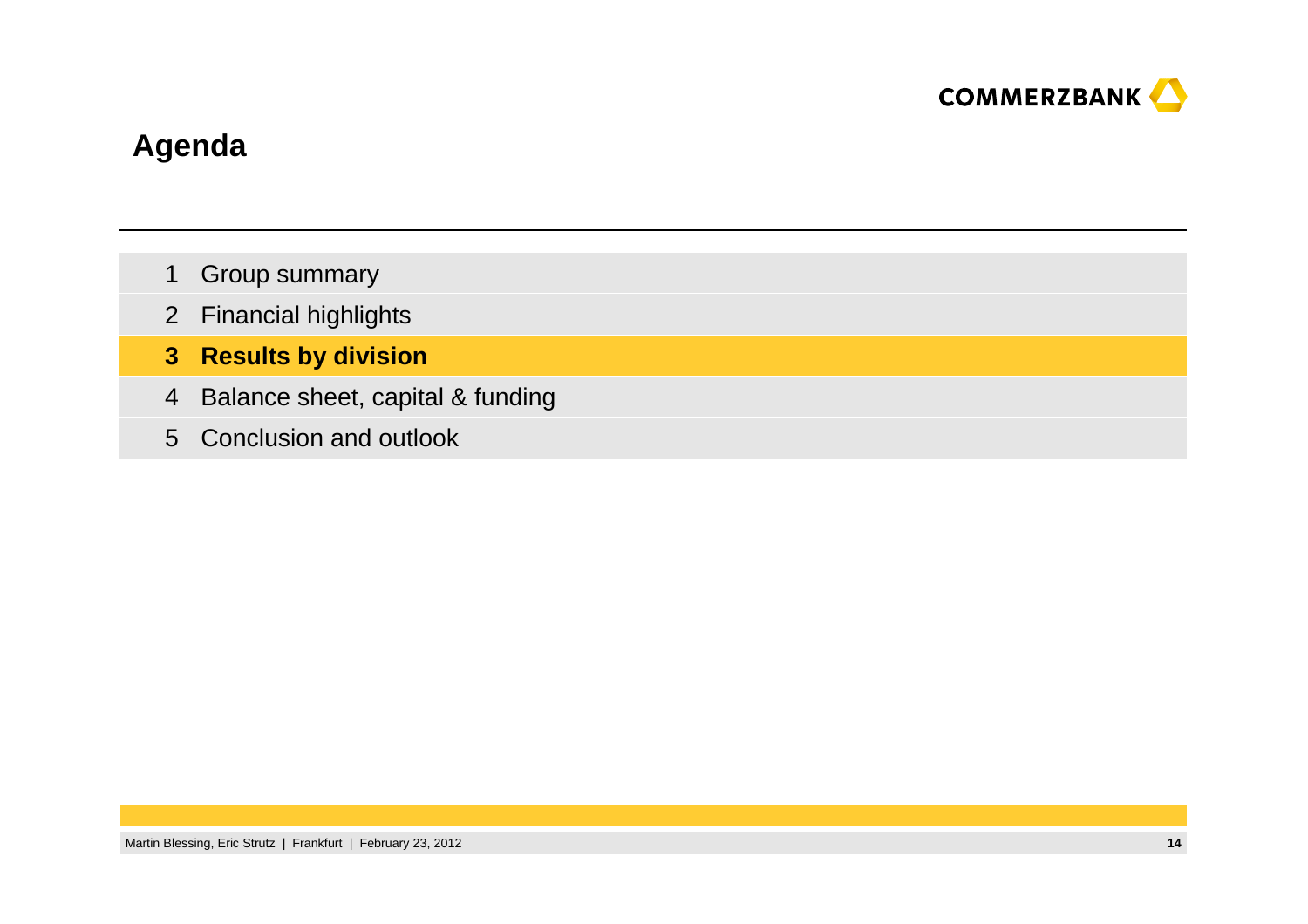# Agenda

1. Group summary
2. Financial highlights
3. **Results by division**
4. Balance sheet, capital & funding
5. Conclusion and outlook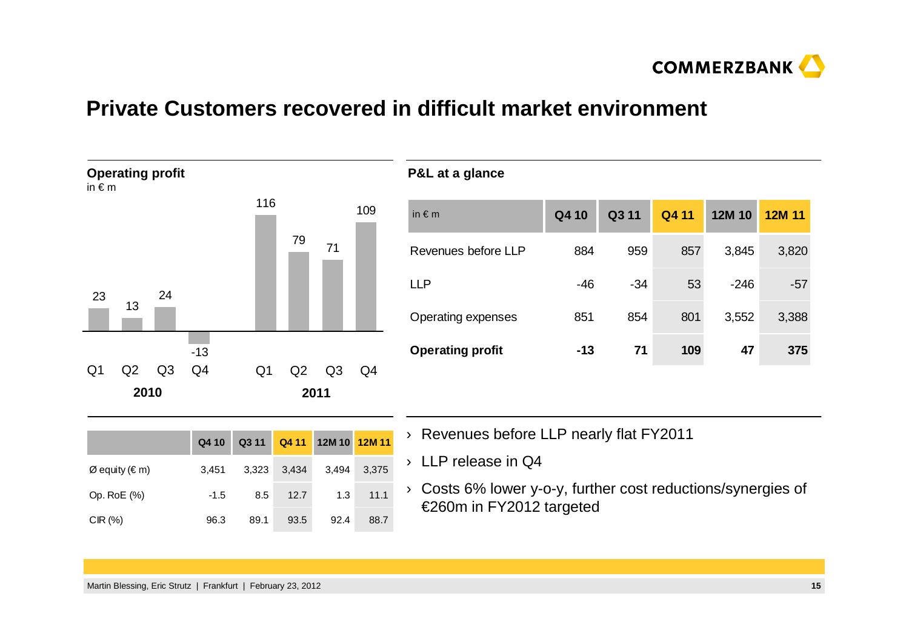# Private Customers recovered in difficult market environment

## Operating profit

in € m

| | Q1 | Q2 | Q3 | Q4 |
|---|---|---|---|---|
| 2010 | 23 | 13 | 24 | -13 |
| 2011 | 116 | 79 | 71 | 109 |

## P&L at a glance

| in € m | Q4 10 | Q3 11 | Q4 11 | 12M 10 | 12M 11 |
|---|---|---|---|---|---|
| Revenues before LLP | 884 | 959 | 857 | 3,845 | 3,820 |
| LLP | -46 | -34 | 53 | -246 | -57 |
| Operating expenses | 851 | 854 | 801 | 3,552 | 3,388 |
| **Operating profit** | **-13** | **71** | **109** | **47** | **375** |

| | Q4 10 | Q3 11 | Q4 11 | 12M 10 | 12M 11 |
|---|---|---|---|---|---|
| Ø equity (€ m) | 3,451 | 3,323 | 3,434 | 3,494 | 3,375 |
| Op. RoE (%) | -1.5 | 8.5 | 12.7 | 1.3 | 11.1 |
| CIR (%) | 96.3 | 89.1 | 93.5 | 92.4 | 88.7 |

- Revenues before LLP nearly flat FY2011
- LLP release in Q4
- Costs 6% lower y-o-y, further cost reductions/synergies of €260m in FY2012 targeted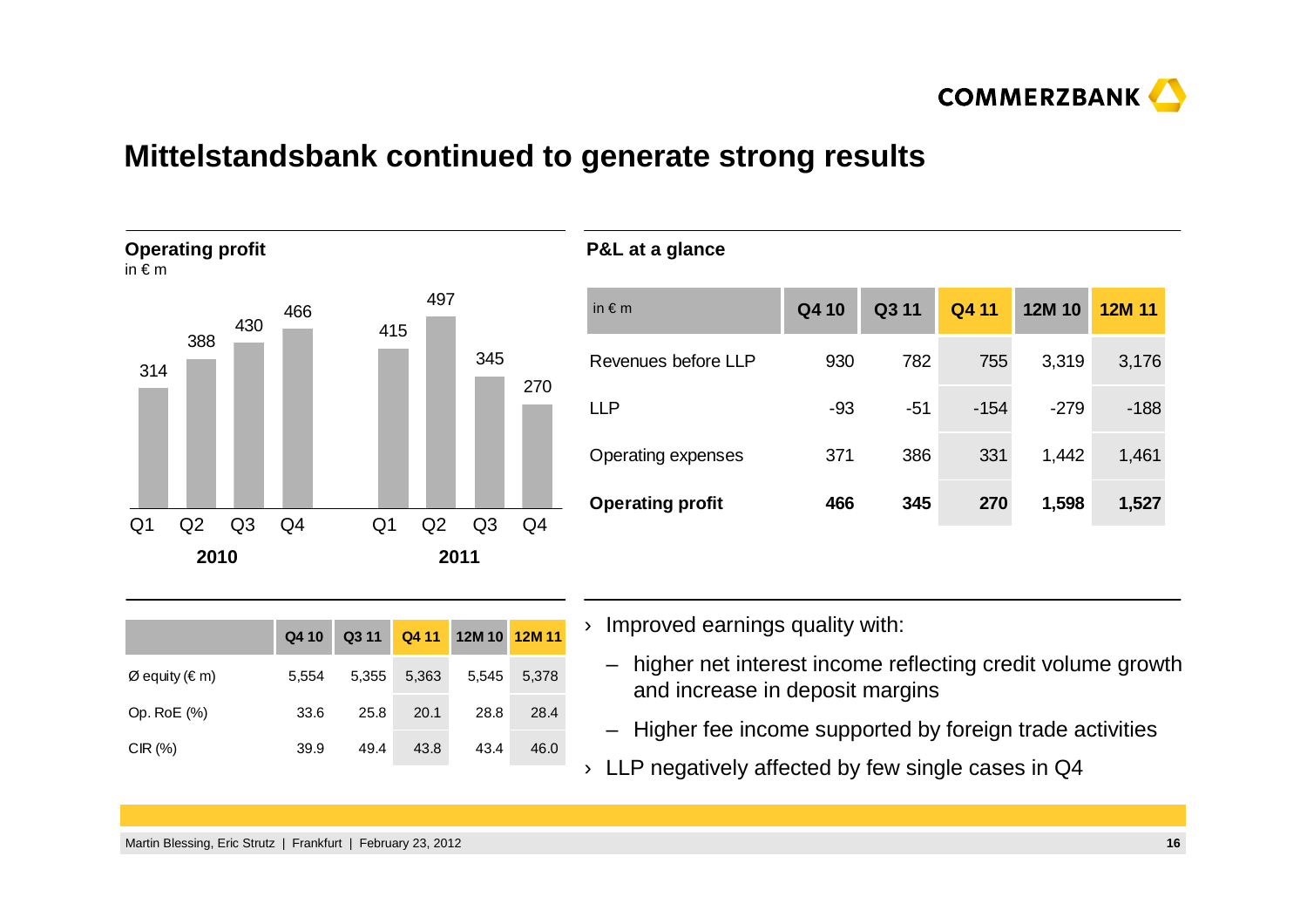# Mittelstandsbank continued to generate strong results

## Operating profit

in € m

| | Q1 | Q2 | Q3 | Q4 |
|---|---|---|---|---|
| 2010 | 314 | 388 | 430 | 466 |
| 2011 | 415 | 497 | 345 | 270 |

## P&L at a glance

| in € m | Q4 10 | Q3 11 | Q4 11 | 12M 10 | 12M 11 |
|---|---|---|---|---|---|
| Revenues before LLP | 930 | 782 | 755 | 3,319 | 3,176 |
| LLP | -93 | -51 | -154 | -279 | -188 |
| Operating expenses | 371 | 386 | 331 | 1,442 | 1,461 |
| **Operating profit** | **466** | **345** | **270** | **1,598** | **1,527** |

| | Q4 10 | Q3 11 | Q4 11 | 12M 10 | 12M 11 |
|---|---|---|---|---|---|
| Ø equity (€ m) | 5,554 | 5,355 | 5,363 | 5,545 | 5,378 |
| Op. RoE (%) | 33.6 | 25.8 | 20.1 | 28.8 | 28.4 |
| CIR (%) | 39.9 | 49.4 | 43.8 | 43.4 | 46.0 |

- Improved earnings quality with:
  - higher net interest income reflecting credit volume growth and increase in deposit margins
  - Higher fee income supported by foreign trade activities
- LLP negatively affected by few single cases in Q4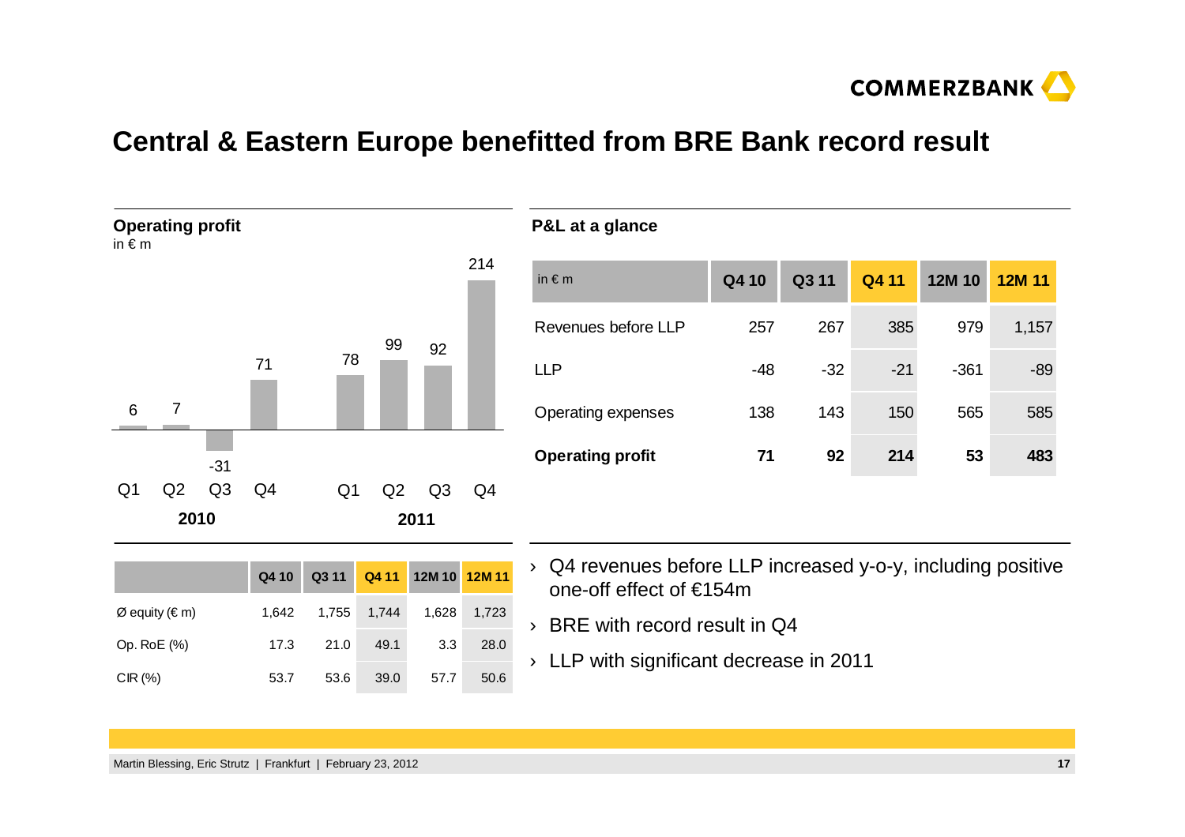# Central & Eastern Europe benefitted from BRE Bank record result

## Operating profit

in € m

| | 2010 Q1 | 2010 Q2 | 2010 Q3 | 2010 Q4 | 2011 Q1 | 2011 Q2 | 2011 Q3 | 2011 Q4 |
|---|---|---|---|---|---|---|---|---|
| Operating profit | 6 | 7 | -31 | 71 | 78 | 99 | 92 | 214 |

## P&L at a glance

| in € m | Q4 10 | Q3 11 | Q4 11 | 12M 10 | 12M 11 |
|---|---|---|---|---|---|
| Revenues before LLP | 257 | 267 | 385 | 979 | 1,157 |
| LLP | -48 | -32 | -21 | -361 | -89 |
| Operating expenses | 138 | 143 | 150 | 565 | 585 |
| **Operating profit** | **71** | **92** | **214** | **53** | **483** |

| | Q4 10 | Q3 11 | Q4 11 | 12M 10 | 12M 11 |
|---|---|---|---|---|---|
| Ø equity (€ m) | 1,642 | 1,755 | 1,744 | 1,628 | 1,723 |
| Op. RoE (%) | 17.3 | 21.0 | 49.1 | 3.3 | 28.0 |
| CIR (%) | 53.7 | 53.6 | 39.0 | 57.7 | 50.6 |

- Q4 revenues before LLP increased y-o-y, including positive one-off effect of €154m
- BRE with record result in Q4
- LLP with significant decrease in 2011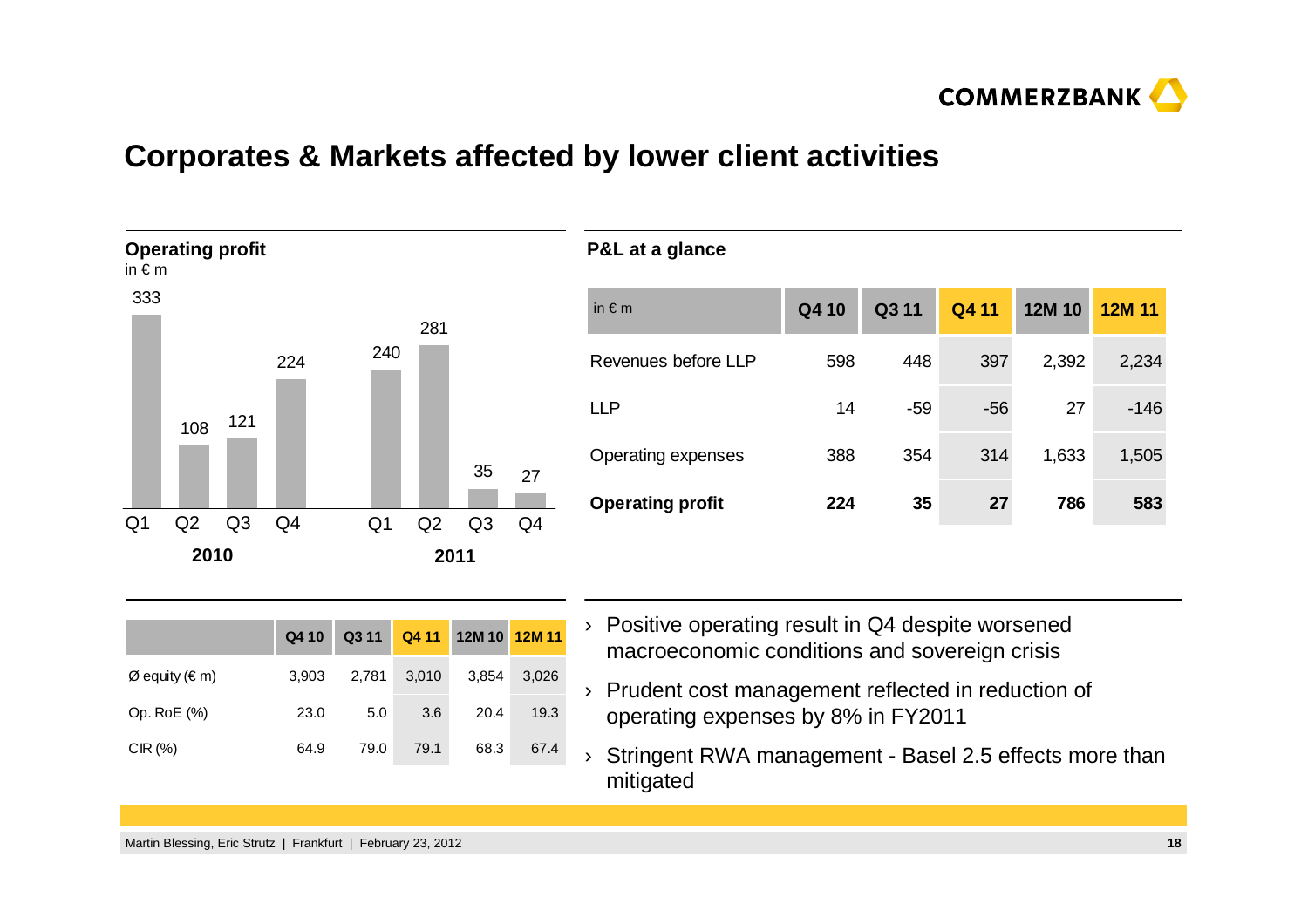# Corporates & Markets affected by lower client activities

## Operating profit

in € m

| | Q1 | Q2 | Q3 | Q4 |
|---|---|---|---|---|
| 2010 | 333 | 108 | 121 | 224 |
| 2011 | 240 | 281 | 35 | 27 |

## P&L at a glance

| in € m | Q4 10 | Q3 11 | Q4 11 | 12M 10 | 12M 11 |
|---|---|---|---|---|---|
| Revenues before LLP | 598 | 448 | 397 | 2,392 | 2,234 |
| LLP | 14 | -59 | -56 | 27 | -146 |
| Operating expenses | 388 | 354 | 314 | 1,633 | 1,505 |
| **Operating profit** | **224** | **35** | **27** | **786** | **583** |

| | Q4 10 | Q3 11 | Q4 11 | 12M 10 | 12M 11 |
|---|---|---|---|---|---|
| Ø equity (€ m) | 3,903 | 2,781 | 3,010 | 3,854 | 3,026 |
| Op. RoE (%) | 23.0 | 5.0 | 3.6 | 20.4 | 19.3 |
| CIR (%) | 64.9 | 79.0 | 79.1 | 68.3 | 67.4 |

- Positive operating result in Q4 despite worsened macroeconomic conditions and sovereign crisis
- Prudent cost management reflected in reduction of operating expenses by 8% in FY2011
- Stringent RWA management - Basel 2.5 effects more than mitigated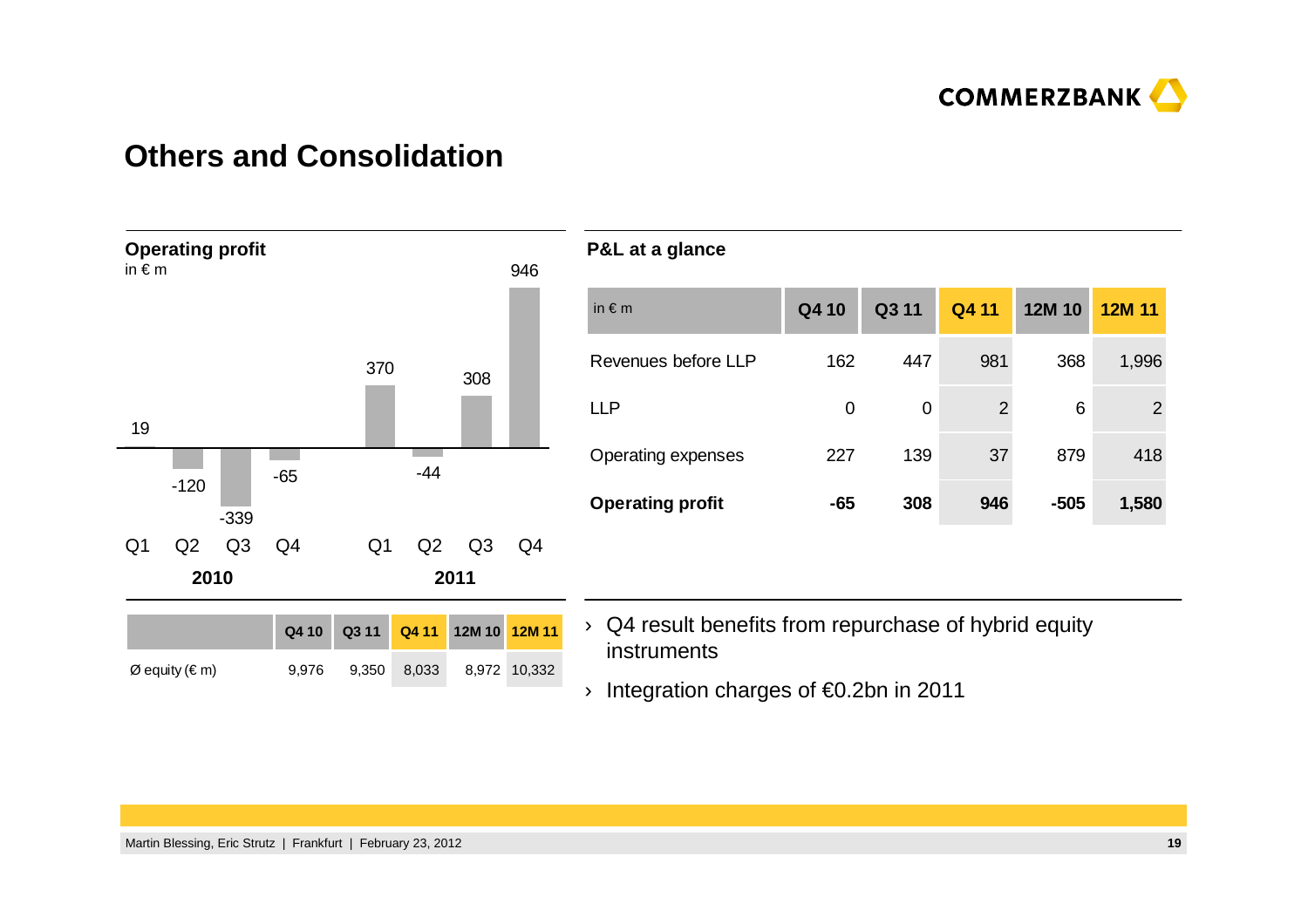# Others and Consolidation

**Operating profit**
in € m

| | Q1 | Q2 | Q3 | Q4 |
|---|---|---|---|---|
| 2010 | 19 | -120 | -339 | -65 |
| 2011 | 370 | -44 | 308 | 946 |

| | Q4 10 | Q3 11 | Q4 11 | 12M 10 | 12M 11 |
|---|---|---|---|---|---|
| Ø equity (€ m) | 9,976 | 9,350 | 8,033 | 8,972 | 10,332 |

**P&L at a glance**

| in € m | Q4 10 | Q3 11 | Q4 11 | 12M 10 | 12M 11 |
|---|---|---|---|---|---|
| Revenues before LLP | 162 | 447 | 981 | 368 | 1,996 |
| LLP | 0 | 0 | 2 | 6 | 2 |
| Operating expenses | 227 | 139 | 37 | 879 | 418 |
| **Operating profit** | **-65** | **308** | **946** | **-505** | **1,580** |

- Q4 result benefits from repurchase of hybrid equity instruments
- Integration charges of €0.2bn in 2011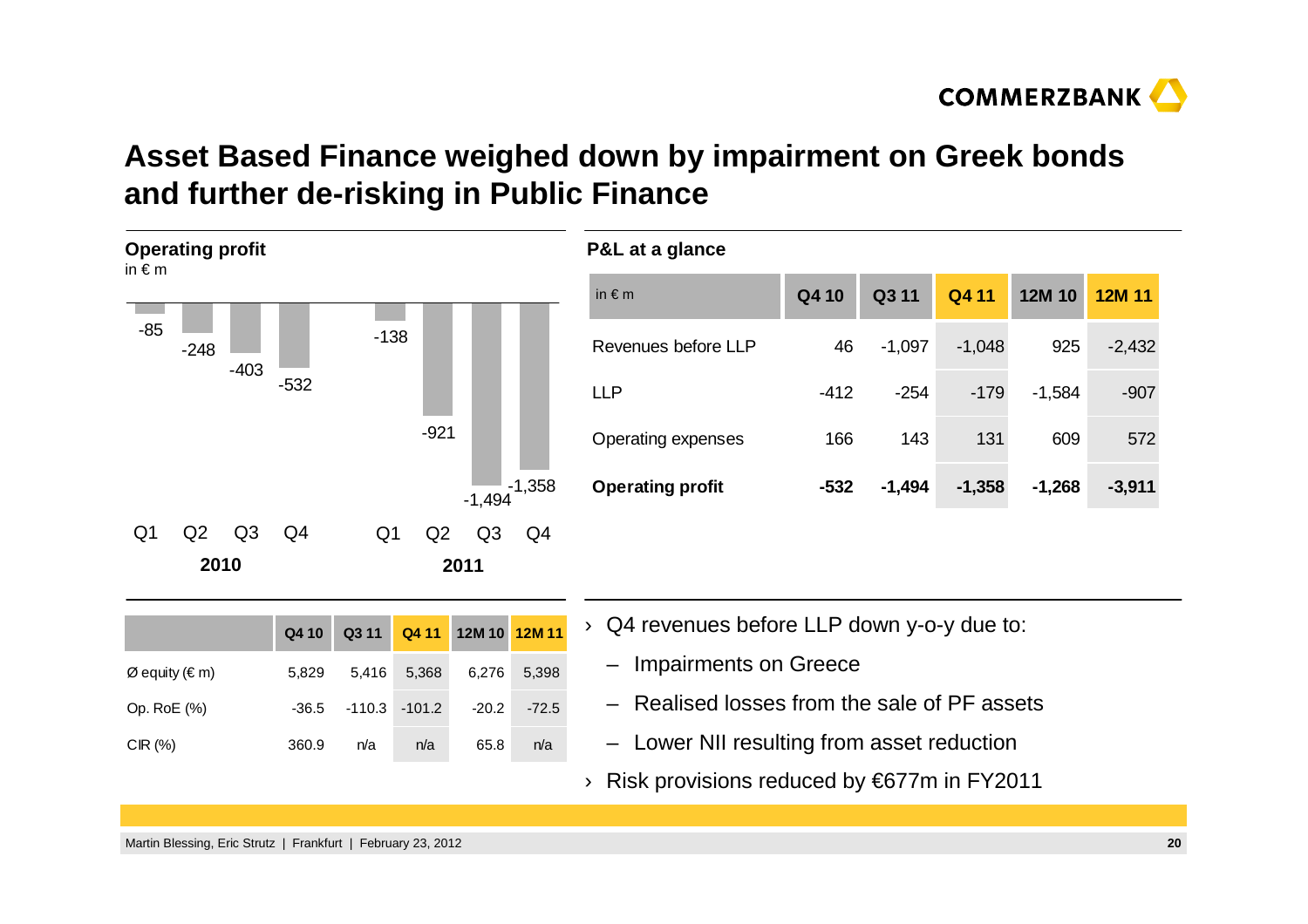# Asset Based Finance weighed down by impairment on Greek bonds and further de-risking in Public Finance

## Operating profit

in € m

| | Q1 | Q2 | Q3 | Q4 |
|---|---|---|---|---|
| 2010 | -85 | -248 | -403 | -532 |
| 2011 | -138 | -921 | -1,494 | -1,358 |

## P&L at a glance

| in € m | Q4 10 | Q3 11 | Q4 11 | 12M 10 | 12M 11 |
|---|---|---|---|---|---|
| Revenues before LLP | 46 | -1,097 | -1,048 | 925 | -2,432 |
| LLP | -412 | -254 | -179 | -1,584 | -907 |
| Operating expenses | 166 | 143 | 131 | 609 | 572 |
| **Operating profit** | **-532** | **-1,494** | **-1,358** | **-1,268** | **-3,911** |

| | Q4 10 | Q3 11 | Q4 11 | 12M 10 | 12M 11 |
|---|---|---|---|---|---|
| Ø equity (€ m) | 5,829 | 5,416 | 5,368 | 6,276 | 5,398 |
| Op. RoE (%) | -36.5 | -110.3 | -101.2 | -20.2 | -72.5 |
| CIR (%) | 360.9 | n/a | n/a | 65.8 | n/a |

- Q4 revenues before LLP down y-o-y due to:
  - Impairments on Greece
  - Realised losses from the sale of PF assets
  - Lower NII resulting from asset reduction
- Risk provisions reduced by €677m in FY2011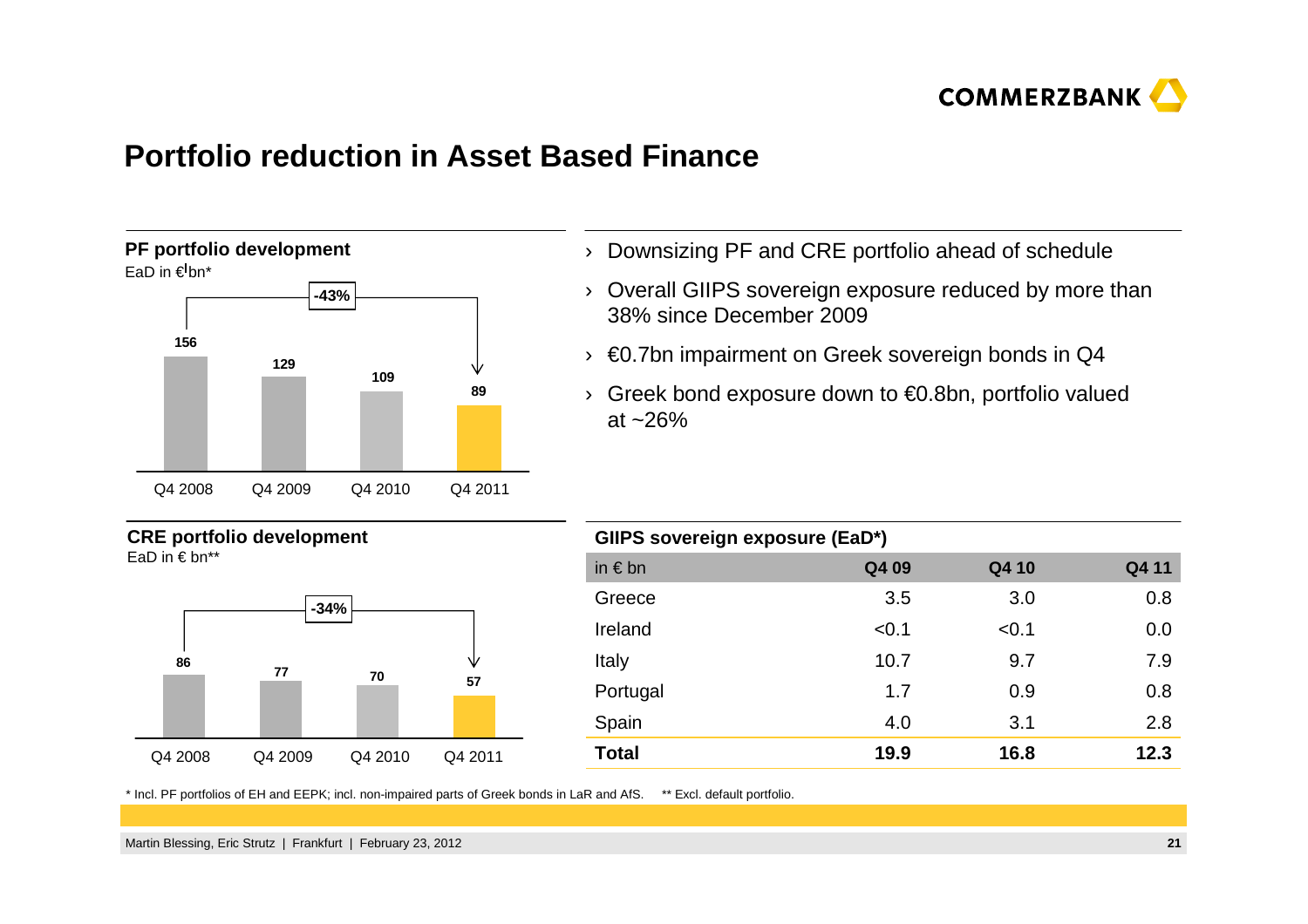# Portfolio reduction in Asset Based Finance

**PF portfolio development**
EaD in €bn*

| | Q4 2008 | Q4 2009 | Q4 2010 | Q4 2011 |
|---|---|---|---|---|
| EaD | 156 | 129 | 109 | 89 |

-43%

**CRE portfolio development**
EaD in € bn**

| | Q4 2008 | Q4 2009 | Q4 2010 | Q4 2011 |
|---|---|---|---|---|
| EaD | 86 | 77 | 70 | 57 |

-34%

- Downsizing PF and CRE portfolio ahead of schedule
- Overall GIIPS sovereign exposure reduced by more than 38% since December 2009
- €0.7bn impairment on Greek sovereign bonds in Q4
- Greek bond exposure down to €0.8bn, portfolio valued at ~26%

**GIIPS sovereign exposure (EaD*)**

| in € bn | Q4 09 | Q4 10 | Q4 11 |
|---|---|---|---|
| Greece | 3.5 | 3.0 | 0.8 |
| Ireland | <0.1 | <0.1 | 0.0 |
| Italy | 10.7 | 9.7 | 7.9 |
| Portugal | 1.7 | 0.9 | 0.8 |
| Spain | 4.0 | 3.1 | 2.8 |
| **Total** | **19.9** | **16.8** | **12.3** |

* Incl. PF portfolios of EH and EEPK; incl. non-impaired parts of Greek bonds in LaR and AfS. ** Excl. default portfolio.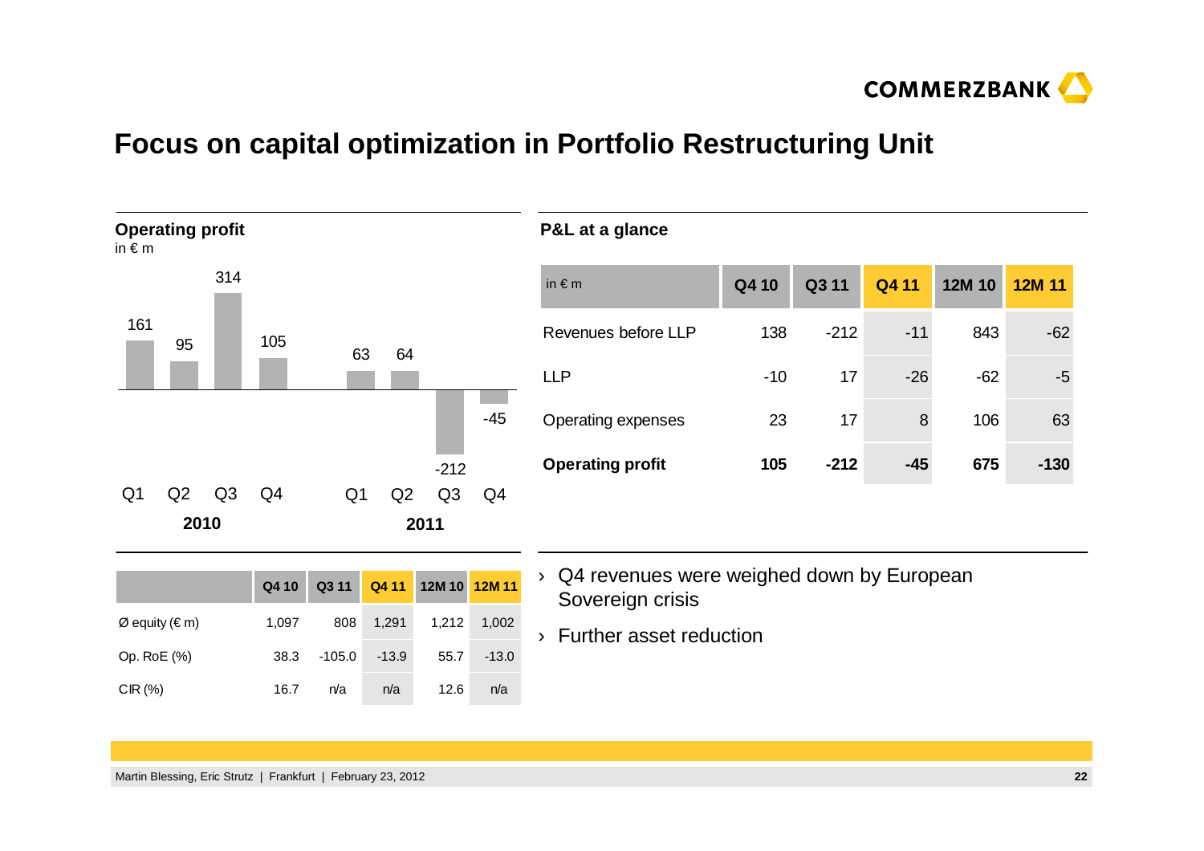# Focus on capital optimization in Portfolio Restructuring Unit

## Operating profit

in € m

| | Q1 | Q2 | Q3 | Q4 |
|---|---|---|---|---|
| 2010 | 161 | 95 | 314 | 105 |
| 2011 | 63 | 64 | -212 | -45 |

| | Q4 10 | Q3 11 | Q4 11 | 12M 10 | 12M 11 |
|---|---|---|---|---|---|
| Ø equity (€ m) | 1,097 | 808 | 1,291 | 1,212 | 1,002 |
| Op. RoE (%) | 38.3 | -105.0 | -13.9 | 55.7 | -13.0 |
| CIR (%) | 16.7 | n/a | n/a | 12.6 | n/a |

## P&L at a glance

| in € m | Q4 10 | Q3 11 | Q4 11 | 12M 10 | 12M 11 |
|---|---|---|---|---|---|
| Revenues before LLP | 138 | -212 | -11 | 843 | -62 |
| LLP | -10 | 17 | -26 | -62 | -5 |
| Operating expenses | 23 | 17 | 8 | 106 | 63 |
| **Operating profit** | **105** | **-212** | **-45** | **675** | **-130** |

› Q4 revenues were weighed down by European Sovereign crisis

› Further asset reduction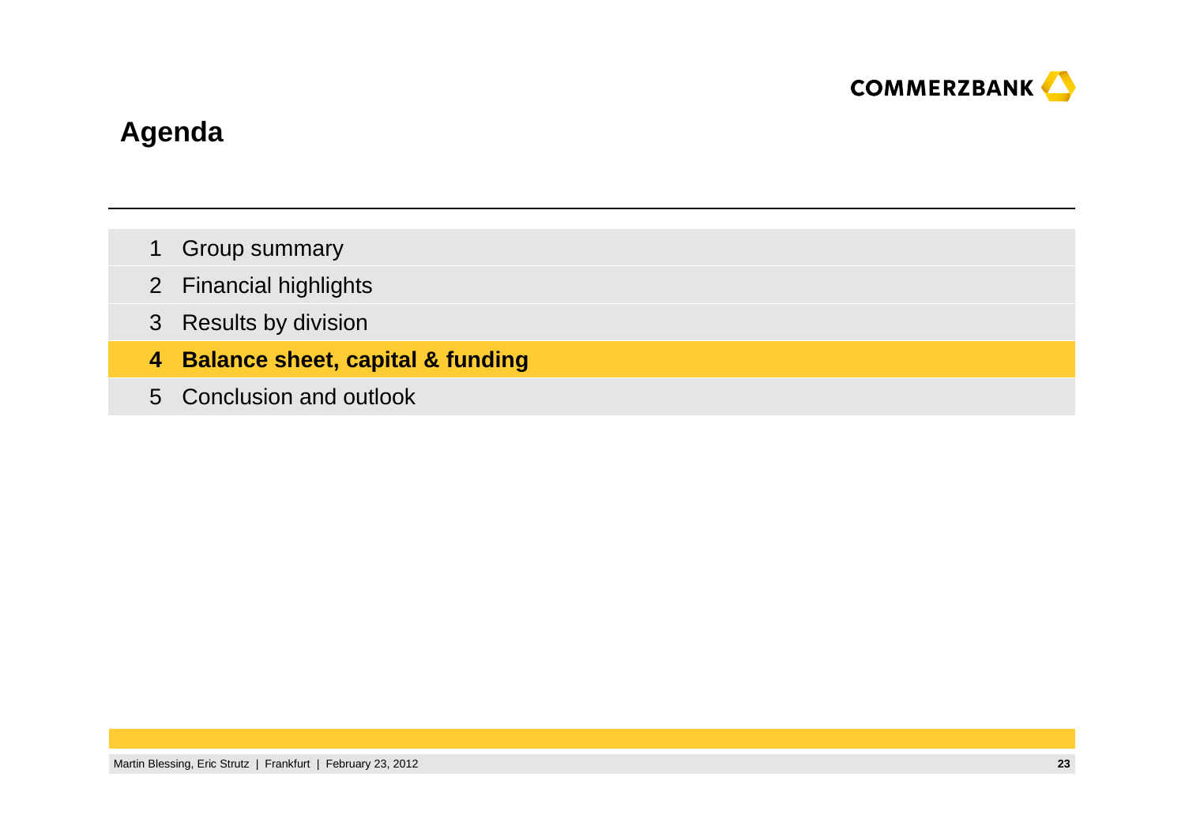# Agenda

1. Group summary
2. Financial highlights
3. Results by division
4. **Balance sheet, capital & funding**
5. Conclusion and outlook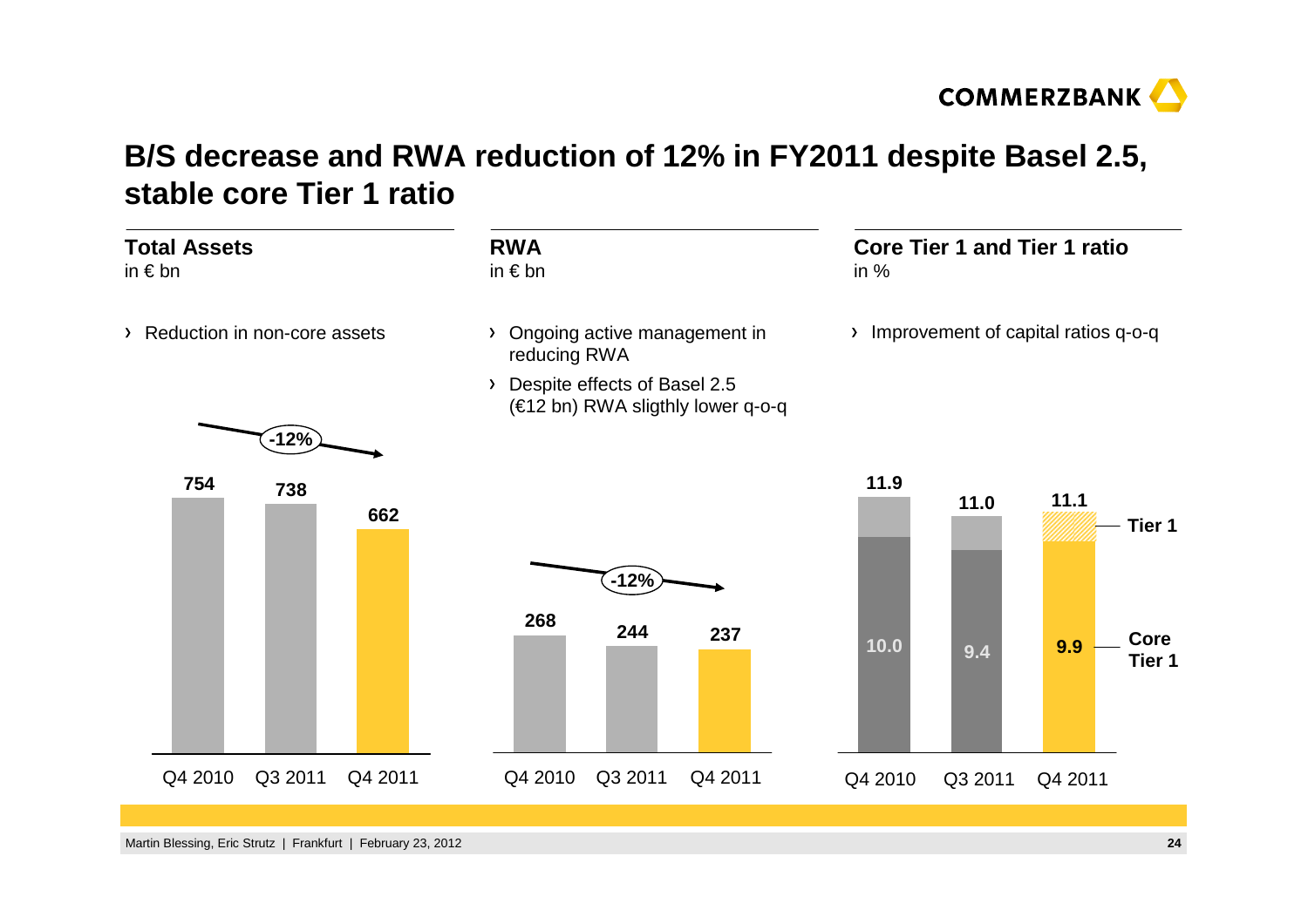# B/S decrease and RWA reduction of 12% in FY2011 despite Basel 2.5, stable core Tier 1 ratio

## Total Assets
in € bn

› Reduction in non-core assets

| | Q4 2010 | Q3 2011 | Q4 2011 |
|---|---|---|---|
| Total Assets | 754 | 738 | 662 |

-12%

## RWA
in € bn

› Ongoing active management in reducing RWA

› Despite effects of Basel 2.5 (€12 bn) RWA sligthly lower q-o-q

| | Q4 2010 | Q3 2011 | Q4 2011 |
|---|---|---|---|
| RWA | 268 | 244 | 237 |

-12%

## Core Tier 1 and Tier 1 ratio
in %

› Improvement of capital ratios q-o-q

| | Q4 2010 | Q3 2011 | Q4 2011 |
|---|---|---|---|
| Tier 1 | 11.9 | 11.0 | 11.1 |
| Core Tier 1 | 10.0 | 9.4 | 9.9 |

Martin Blessing, Eric Strutz | Frankfurt | February 23, 2012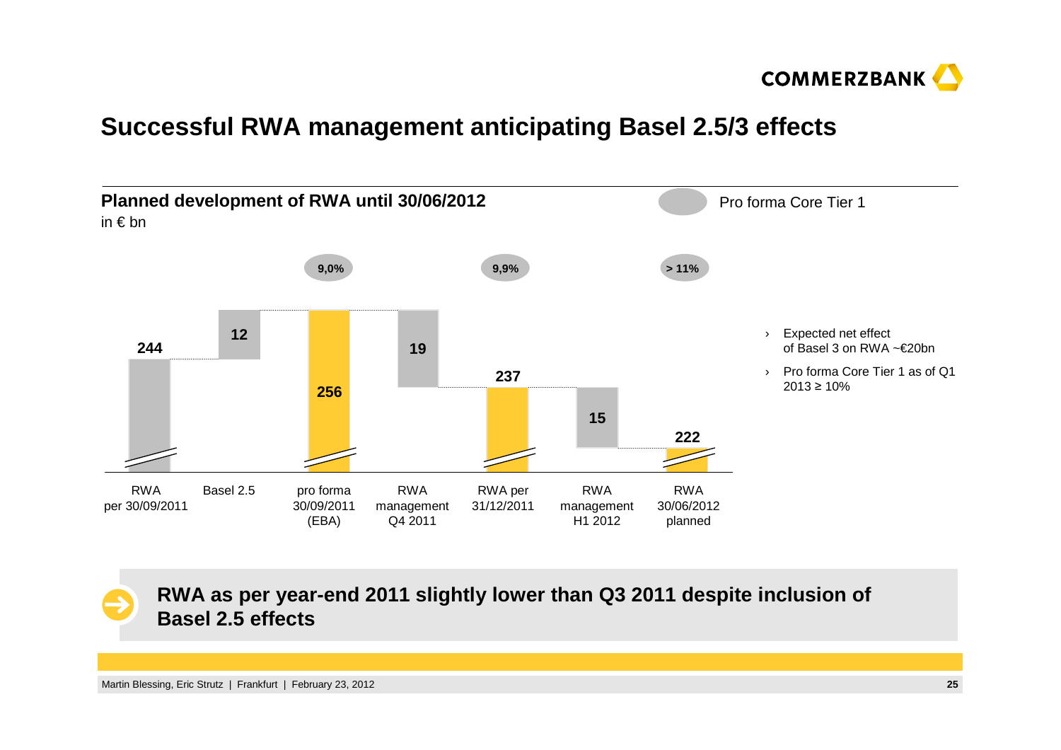# Successful RWA management anticipating Basel 2.5/3 effects

## Planned development of RWA until 30/06/2012

in € bn

Pro forma Core Tier 1

| | RWA per 30/09/2011 | Basel 2.5 | pro forma 30/09/2011 (EBA) | RWA management Q4 2011 | RWA per 31/12/2011 | RWA management H1 2012 | RWA 30/06/2012 planned |
|---|---|---|---|---|---|---|---|
| RWA (€ bn) | 244 | 12 | 256 | 19 | 237 | 15 | 222 |
| Pro forma Core Tier 1 | | | 9,0% | | 9,9% | | > 11% |

- Expected net effect of Basel 3 on RWA ~€20bn
- Pro forma Core Tier 1 as of Q1 2013 ≥ 10%

**RWA as per year-end 2011 slightly lower than Q3 2011 despite inclusion of Basel 2.5 effects**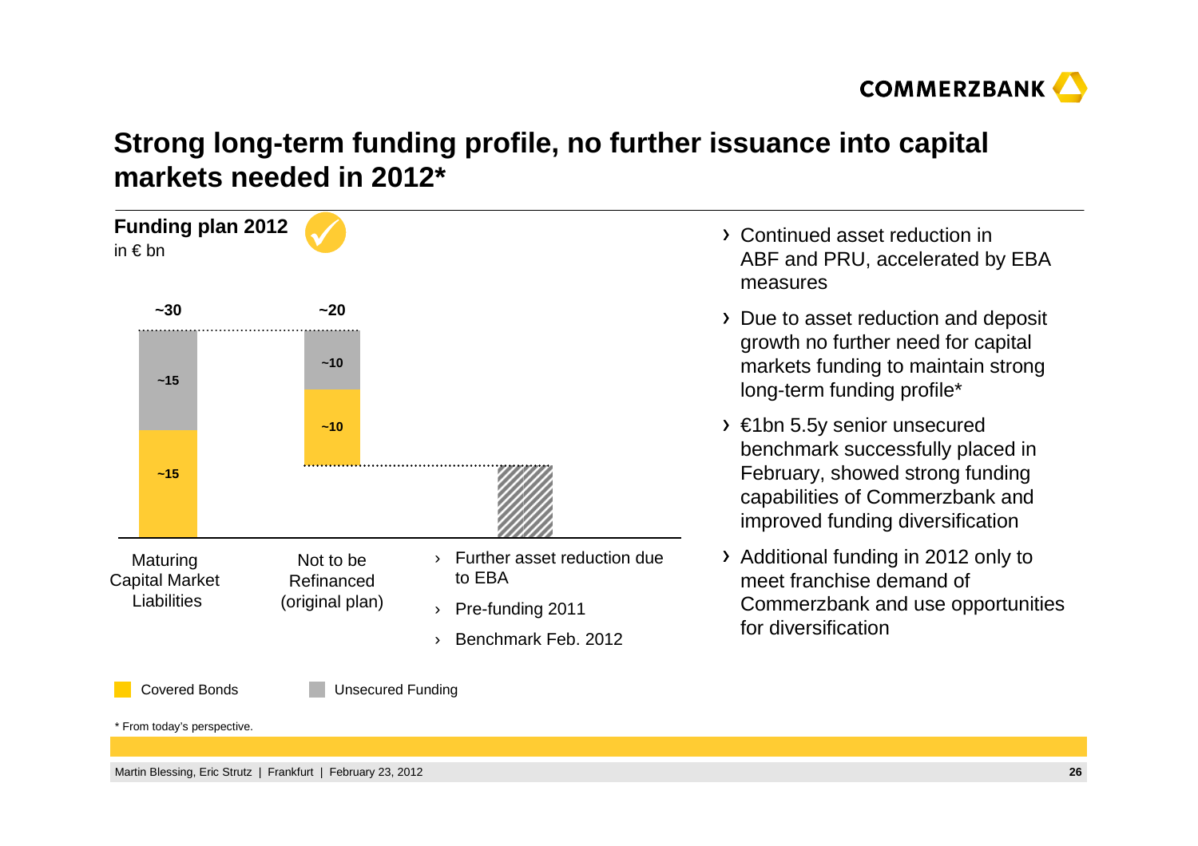# Strong long-term funding profile, no further issuance into capital markets needed in 2012*

**Funding plan 2012**
in € bn

| | Maturing Capital Market Liabilities | Not to be Refinanced (original plan) |
|---|---|---|
| Unsecured Funding | ~15 | ~10 |
| Covered Bonds | ~15 | ~10 |
| Total | ~30 | ~20 |

- Further asset reduction due to EBA
- Pre-funding 2011
- Benchmark Feb. 2012

Covered Bonds | Unsecured Funding

- Continued asset reduction in ABF and PRU, accelerated by EBA measures
- Due to asset reduction and deposit growth no further need for capital markets funding to maintain strong long-term funding profile*
- €1bn 5.5y senior unsecured benchmark successfully placed in February, showed strong funding capabilities of Commerzbank and improved funding diversification
- Additional funding in 2012 only to meet franchise demand of Commerzbank and use opportunities for diversification

\* From today's perspective.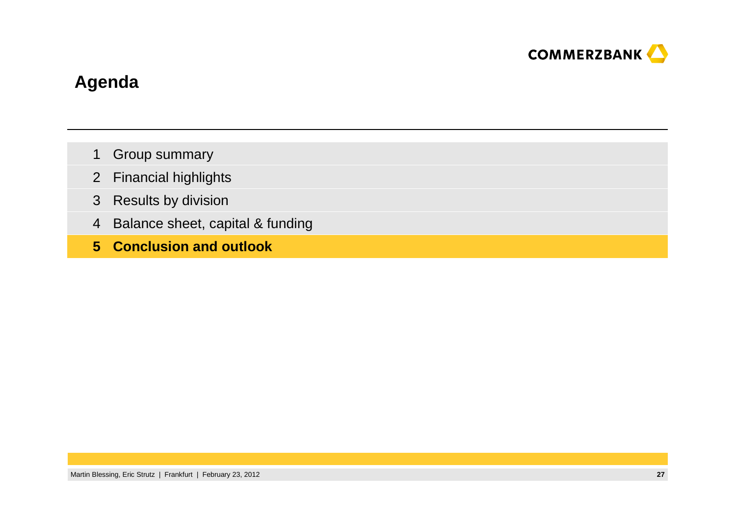# Agenda

1 Group summary

2 Financial highlights

3 Results by division

4 Balance sheet, capital & funding

**5 Conclusion and outlook**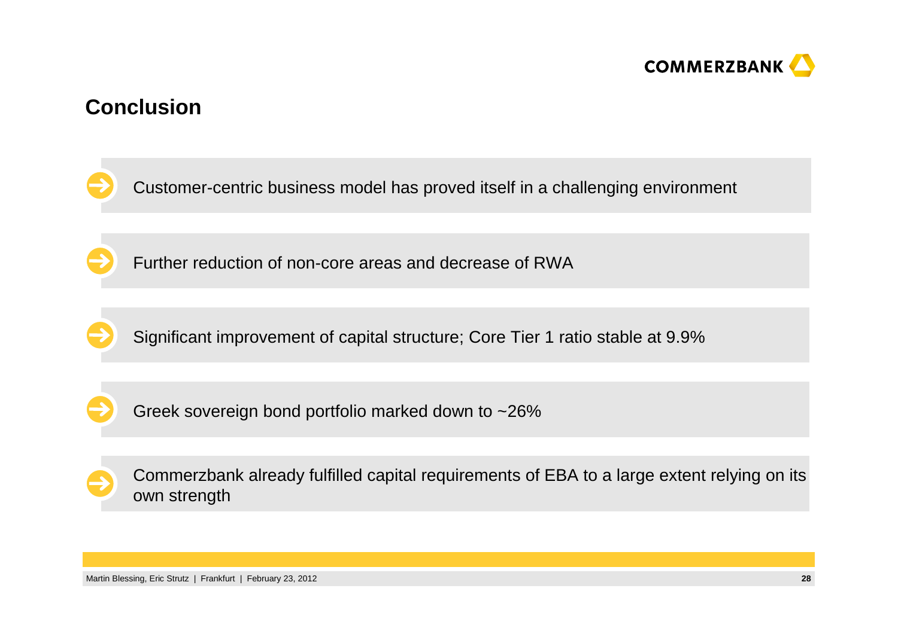# Conclusion

- Customer-centric business model has proved itself in a challenging environment
- Further reduction of non-core areas and decrease of RWA
- Significant improvement of capital structure; Core Tier 1 ratio stable at 9.9%
- Greek sovereign bond portfolio marked down to ~26%
- Commerzbank already fulfilled capital requirements of EBA to a large extent relying on its own strength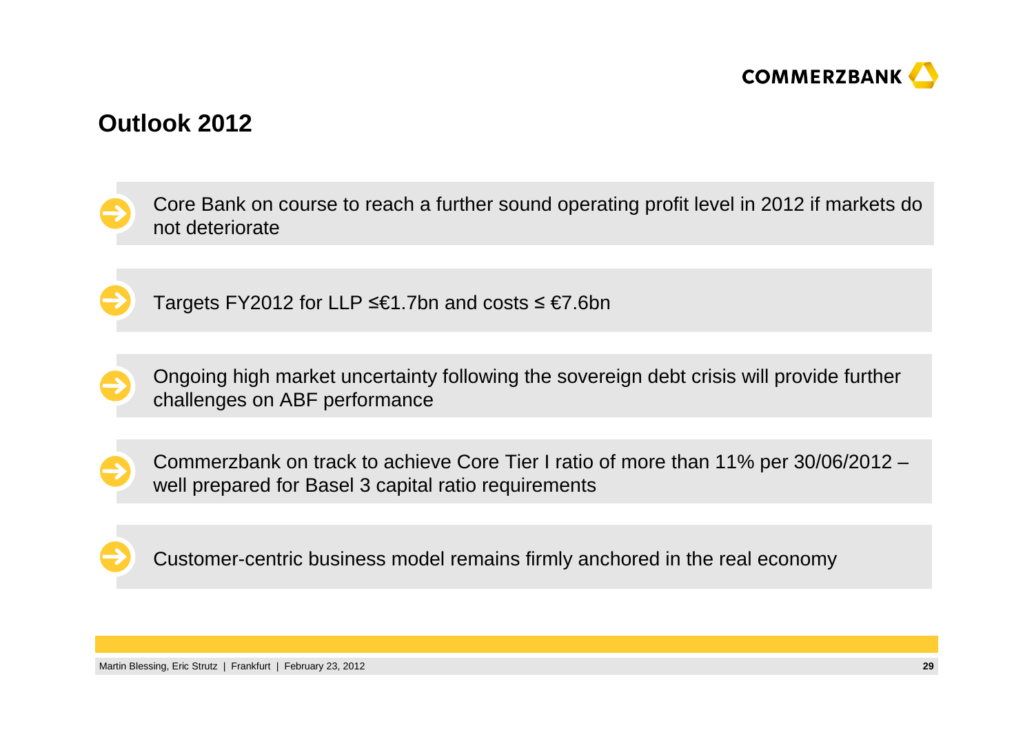## Outlook 2012

- Core Bank on course to reach a further sound operating profit level in 2012 if markets do not deteriorate
- Targets FY2012 for LLP ≤€1.7bn and costs ≤ €7.6bn
- Ongoing high market uncertainty following the sovereign debt crisis will provide further challenges on ABF performance
- Commerzbank on track to achieve Core Tier I ratio of more than 11% per 30/06/2012 – well prepared for Basel 3 capital ratio requirements
- Customer-centric business model remains firmly anchored in the real economy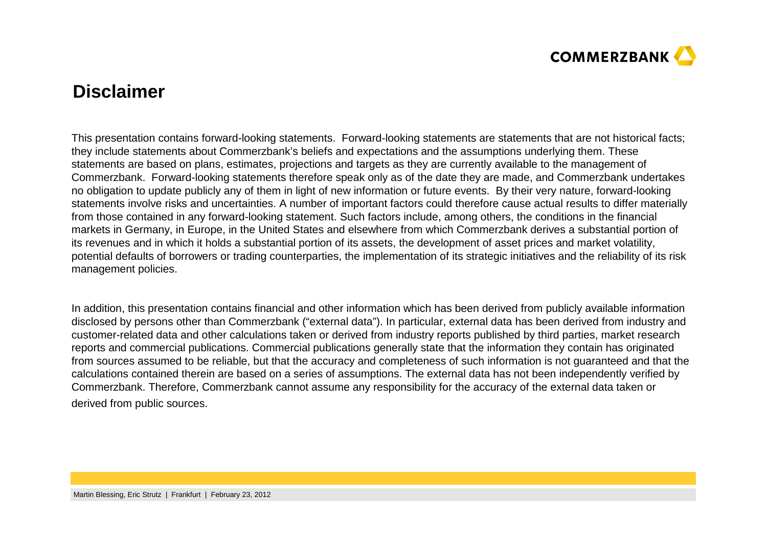# Disclaimer

This presentation contains forward-looking statements. Forward-looking statements are statements that are not historical facts; they include statements about Commerzbank's beliefs and expectations and the assumptions underlying them. These statements are based on plans, estimates, projections and targets as they are currently available to the management of Commerzbank. Forward-looking statements therefore speak only as of the date they are made, and Commerzbank undertakes no obligation to update publicly any of them in light of new information or future events. By their very nature, forward-looking statements involve risks and uncertainties. A number of important factors could therefore cause actual results to differ materially from those contained in any forward-looking statement. Such factors include, among others, the conditions in the financial markets in Germany, in Europe, in the United States and elsewhere from which Commerzbank derives a substantial portion of its revenues and in which it holds a substantial portion of its assets, the development of asset prices and market volatility, potential defaults of borrowers or trading counterparties, the implementation of its strategic initiatives and the reliability of its risk management policies.

In addition, this presentation contains financial and other information which has been derived from publicly available information disclosed by persons other than Commerzbank ("external data"). In particular, external data has been derived from industry and customer-related data and other calculations taken or derived from industry reports published by third parties, market research reports and commercial publications. Commercial publications generally state that the information they contain has originated from sources assumed to be reliable, but that the accuracy and completeness of such information is not guaranteed and that the calculations contained therein are based on a series of assumptions. The external data has not been independently verified by Commerzbank. Therefore, Commerzbank cannot assume any responsibility for the accuracy of the external data taken or derived from public sources.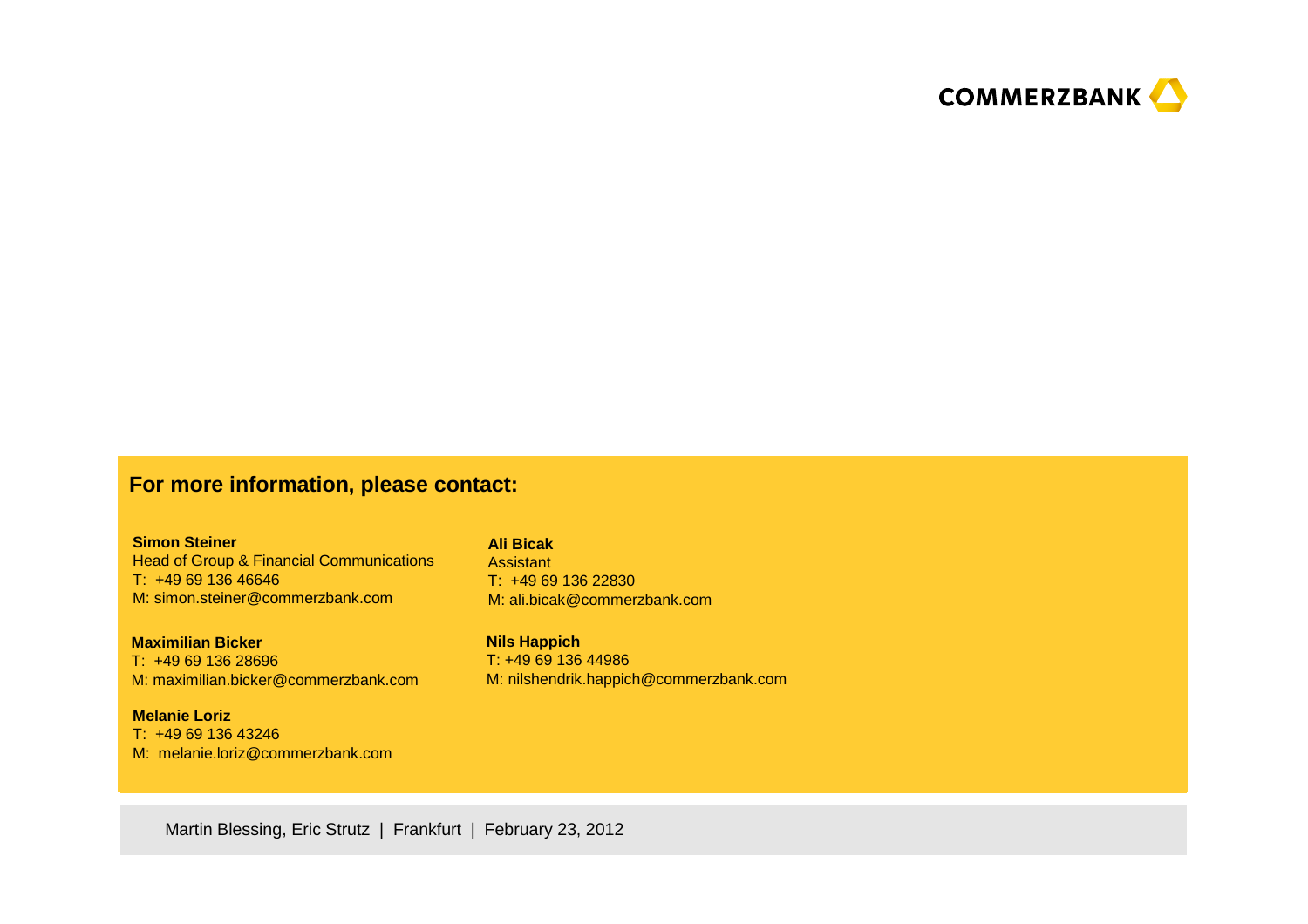COMMERZBANK

## For more information, please contact:

**Simon Steiner**
Head of Group & Financial Communications
T: +49 69 136 46646
M: simon.steiner@commerzbank.com

**Maximilian Bicker**
T: +49 69 136 28696
M: maximilian.bicker@commerzbank.com

**Melanie Loriz**
T: +49 69 136 43246
M: melanie.loriz@commerzbank.com

**Ali Bicak**
Assistant
T: +49 69 136 22830
M: ali.bicak@commerzbank.com

**Nils Happich**
T: +49 69 136 44986
M: nilshendrik.happich@commerzbank.com

Martin Blessing, Eric Strutz | Frankfurt | February 23, 2012